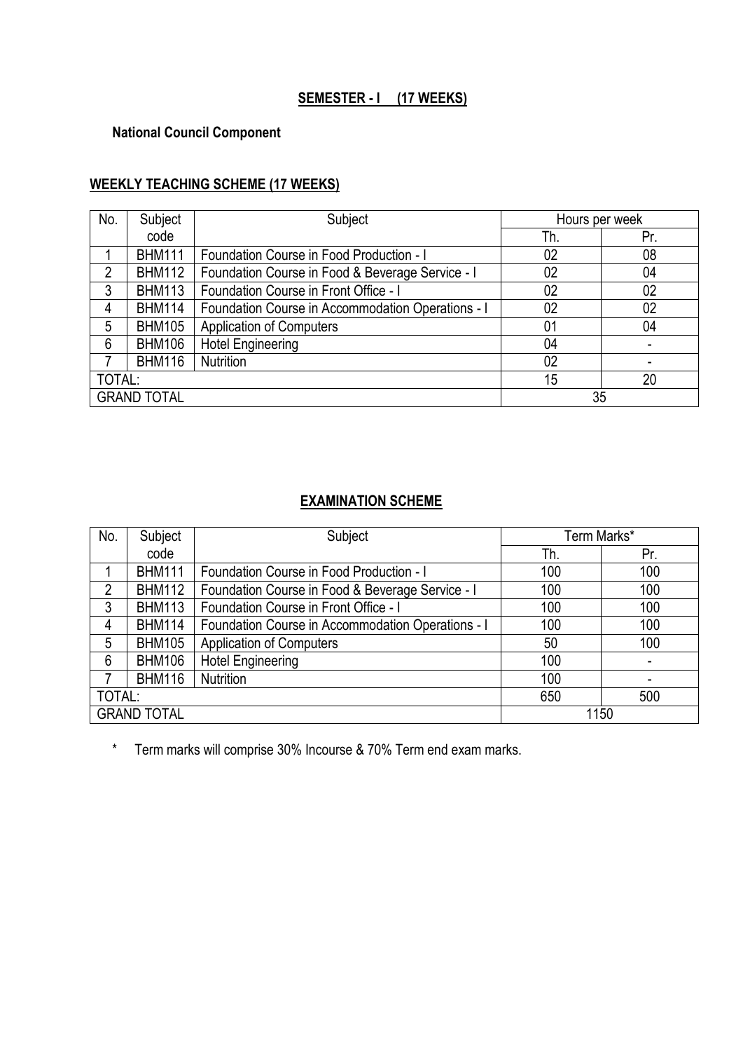## **SEMESTER - I (17 WEEKS)**

**National Council Component**

### **WEEKLY TEACHING SCHEME (17 WEEKS)**

| No. | Subject code | Subject | Hours per week | |
|---|---|---|---|---|
| | | | Th. | Pr. |
| 1 | BHM111 | Foundation Course in Food Production - I | 02 | 08 |
| 2 | BHM112 | Foundation Course in Food & Beverage Service - I | 02 | 04 |
| 3 | BHM113 | Foundation Course in Front Office - I | 02 | 02 |
| 4 | BHM114 | Foundation Course in Accommodation Operations - I | 02 | 02 |
| 5 | BHM105 | Application of Computers | 01 | 04 |
| 6 | BHM106 | Hotel Engineering | 04 | - |
| 7 | BHM116 | Nutrition | 02 | - |
| TOTAL: | | | 15 | 20 |
| GRAND TOTAL | | | 35 | |

### **EXAMINATION SCHEME**

| No. | Subject code | Subject | Term Marks* | |
|---|---|---|---|---|
| | | | Th. | Pr. |
| 1 | BHM111 | Foundation Course in Food Production - I | 100 | 100 |
| 2 | BHM112 | Foundation Course in Food & Beverage Service - I | 100 | 100 |
| 3 | BHM113 | Foundation Course in Front Office - I | 100 | 100 |
| 4 | BHM114 | Foundation Course in Accommodation Operations - I | 100 | 100 |
| 5 | BHM105 | Application of Computers | 50 | 100 |
| 6 | BHM106 | Hotel Engineering | 100 | - |
| 7 | BHM116 | Nutrition | 100 | - |
| TOTAL: | | | 650 | 500 |
| GRAND TOTAL | | | 1150 | |

\* Term marks will comprise 30% Incourse & 70% Term end exam marks.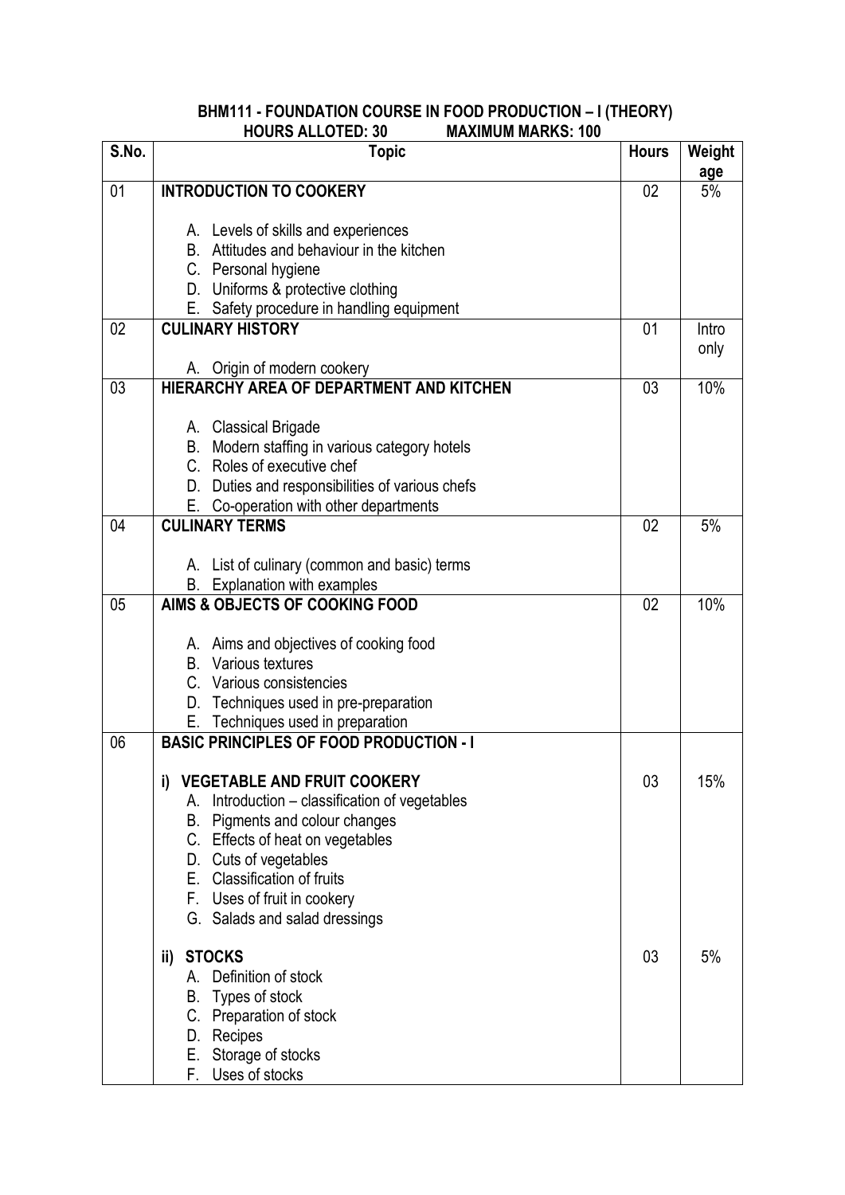## BHM111 - FOUNDATION COURSE IN FOOD PRODUCTION – I (THEORY)

**HOURS ALLOTED: 30 MAXIMUM MARKS: 100**

| S.No. | Topic | Hours | Weight age |
|---|---|---|---|
| 01 | **INTRODUCTION TO COOKERY**<br><br>A. Levels of skills and experiences<br>B. Attitudes and behaviour in the kitchen<br>C. Personal hygiene<br>D. Uniforms & protective clothing<br>E. Safety procedure in handling equipment | 02 | 5% |
| 02 | **CULINARY HISTORY**<br><br>A. Origin of modern cookery | 01 | Intro only |
| 03 | **HIERARCHY AREA OF DEPARTMENT AND KITCHEN**<br><br>A. Classical Brigade<br>B. Modern staffing in various category hotels<br>C. Roles of executive chef<br>D. Duties and responsibilities of various chefs<br>E. Co-operation with other departments | 03 | 10% |
| 04 | **CULINARY TERMS**<br><br>A. List of culinary (common and basic) terms<br>B. Explanation with examples | 02 | 5% |
| 05 | **AIMS & OBJECTS OF COOKING FOOD**<br><br>A. Aims and objectives of cooking food<br>B. Various textures<br>C. Various consistencies<br>D. Techniques used in pre-preparation<br>E. Techniques used in preparation | 02 | 10% |
| 06 | **BASIC PRINCIPLES OF FOOD PRODUCTION - I** | | |
| | **i) VEGETABLE AND FRUIT COOKERY**<br>A. Introduction – classification of vegetables<br>B. Pigments and colour changes<br>C. Effects of heat on vegetables<br>D. Cuts of vegetables<br>E. Classification of fruits<br>F. Uses of fruit in cookery<br>G. Salads and salad dressings | 03 | 15% |
| | **ii) STOCKS**<br>A. Definition of stock<br>B. Types of stock<br>C. Preparation of stock<br>D. Recipes<br>E. Storage of stocks<br>F. Uses of stocks | 03 | 5% |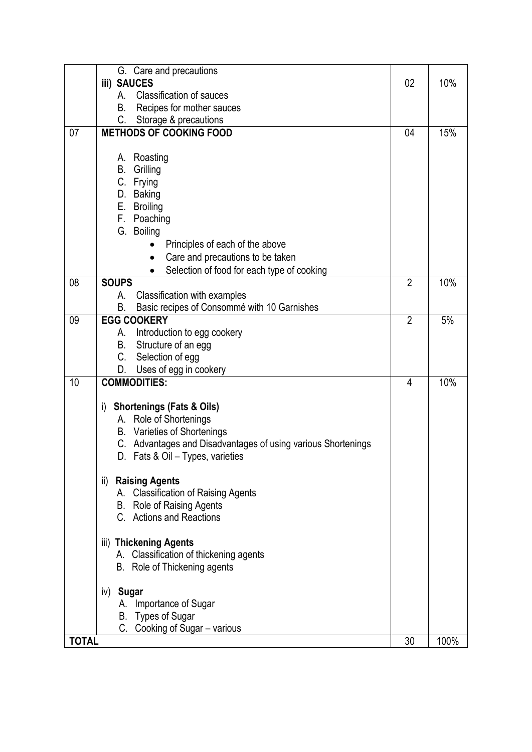| | | | |
|---|---|---|---|
| | G. Care and precautions<br>**iii) SAUCES**<br>A. Classification of sauces<br>B. Recipes for mother sauces<br>C. Storage & precautions | 02 | 10% |
| 07 | **METHODS OF COOKING FOOD**<br><br>A. Roasting<br>B. Grilling<br>C. Frying<br>D. Baking<br>E. Broiling<br>F. Poaching<br>G. Boiling<br>• Principles of each of the above<br>• Care and precautions to be taken<br>• Selection of food for each type of cooking | 04 | 15% |
| 08 | **SOUPS**<br>A. Classification with examples<br>B. Basic recipes of Consommé with 10 Garnishes | 2 | 10% |
| 09 | **EGG COOKERY**<br>A. Introduction to egg cookery<br>B. Structure of an egg<br>C. Selection of egg<br>D. Uses of egg in cookery | 2 | 5% |
| 10 | **COMMODITIES:**<br><br>i) **Shortenings (Fats & Oils)**<br>A. Role of Shortenings<br>B. Varieties of Shortenings<br>C. Advantages and Disadvantages of using various Shortenings<br>D. Fats & Oil – Types, varieties<br><br>ii) **Raising Agents**<br>A. Classification of Raising Agents<br>B. Role of Raising Agents<br>C. Actions and Reactions<br><br>iii) **Thickening Agents**<br>A. Classification of thickening agents<br>B. Role of Thickening agents<br><br>iv) **Sugar**<br>A. Importance of Sugar<br>B. Types of Sugar<br>C. Cooking of Sugar – various | 4 | 10% |
| **TOTAL** | | 30 | 100% |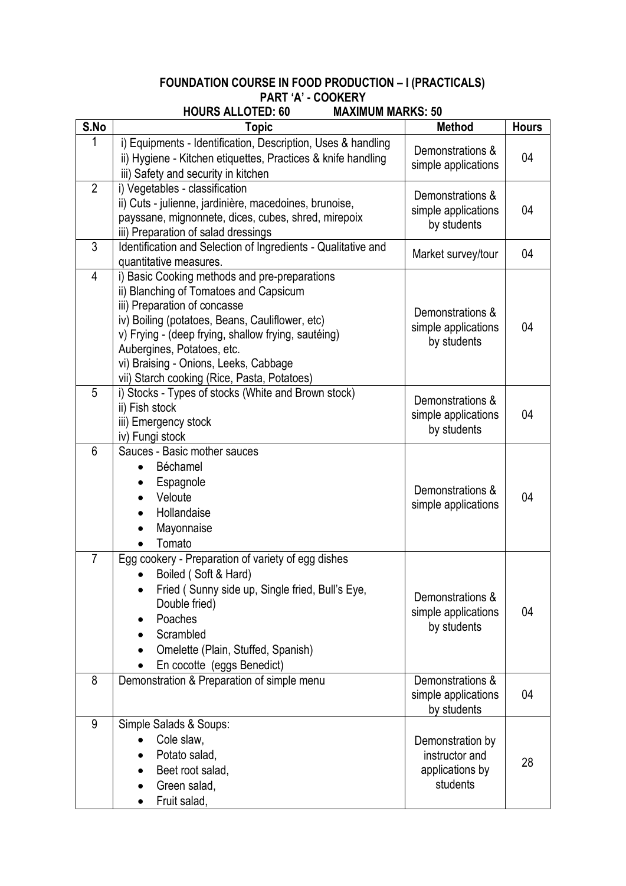**FOUNDATION COURSE IN FOOD PRODUCTION – I (PRACTICALS)**

**PART 'A' - COOKERY**

**HOURS ALLOTED: 60 MAXIMUM MARKS: 50**

| S.No | Topic | Method | Hours |
|---|---|---|---|
| 1 | i) Equipments - Identification, Description, Uses & handling<br>ii) Hygiene - Kitchen etiquettes, Practices & knife handling<br>iii) Safety and security in kitchen | Demonstrations & simple applications | 04 |
| 2 | i) Vegetables - classification<br>ii) Cuts - julienne, jardinière, macedoines, brunoise, payssane, mignonnete, dices, cubes, shred, mirepoix<br>iii) Preparation of salad dressings | Demonstrations & simple applications by students | 04 |
| 3 | Identification and Selection of Ingredients - Qualitative and quantitative measures. | Market survey/tour | 04 |
| 4 | i) Basic Cooking methods and pre-preparations<br>ii) Blanching of Tomatoes and Capsicum<br>iii) Preparation of concasse<br>iv) Boiling (potatoes, Beans, Cauliflower, etc)<br>v) Frying - (deep frying, shallow frying, sautéing) Aubergines, Potatoes, etc.<br>vi) Braising - Onions, Leeks, Cabbage<br>vii) Starch cooking (Rice, Pasta, Potatoes) | Demonstrations & simple applications by students | 04 |
| 5 | i) Stocks - Types of stocks (White and Brown stock)<br>ii) Fish stock<br>iii) Emergency stock<br>iv) Fungi stock | Demonstrations & simple applications by students | 04 |
| 6 | Sauces - Basic mother sauces<br>• Béchamel<br>• Espagnole<br>• Veloute<br>• Hollandaise<br>• Mayonnaise<br>• Tomato | Demonstrations & simple applications | 04 |
| 7 | Egg cookery - Preparation of variety of egg dishes<br>• Boiled ( Soft & Hard)<br>• Fried ( Sunny side up, Single fried, Bull's Eye, Double fried)<br>• Poaches<br>• Scrambled<br>• Omelette (Plain, Stuffed, Spanish)<br>• En cocotte (eggs Benedict) | Demonstrations & simple applications by students | 04 |
| 8 | Demonstration & Preparation of simple menu | Demonstrations & simple applications by students | 04 |
| 9 | Simple Salads & Soups:<br>• Cole slaw,<br>• Potato salad,<br>• Beet root salad,<br>• Green salad,<br>• Fruit salad, | Demonstration by instructor and applications by students | 28 |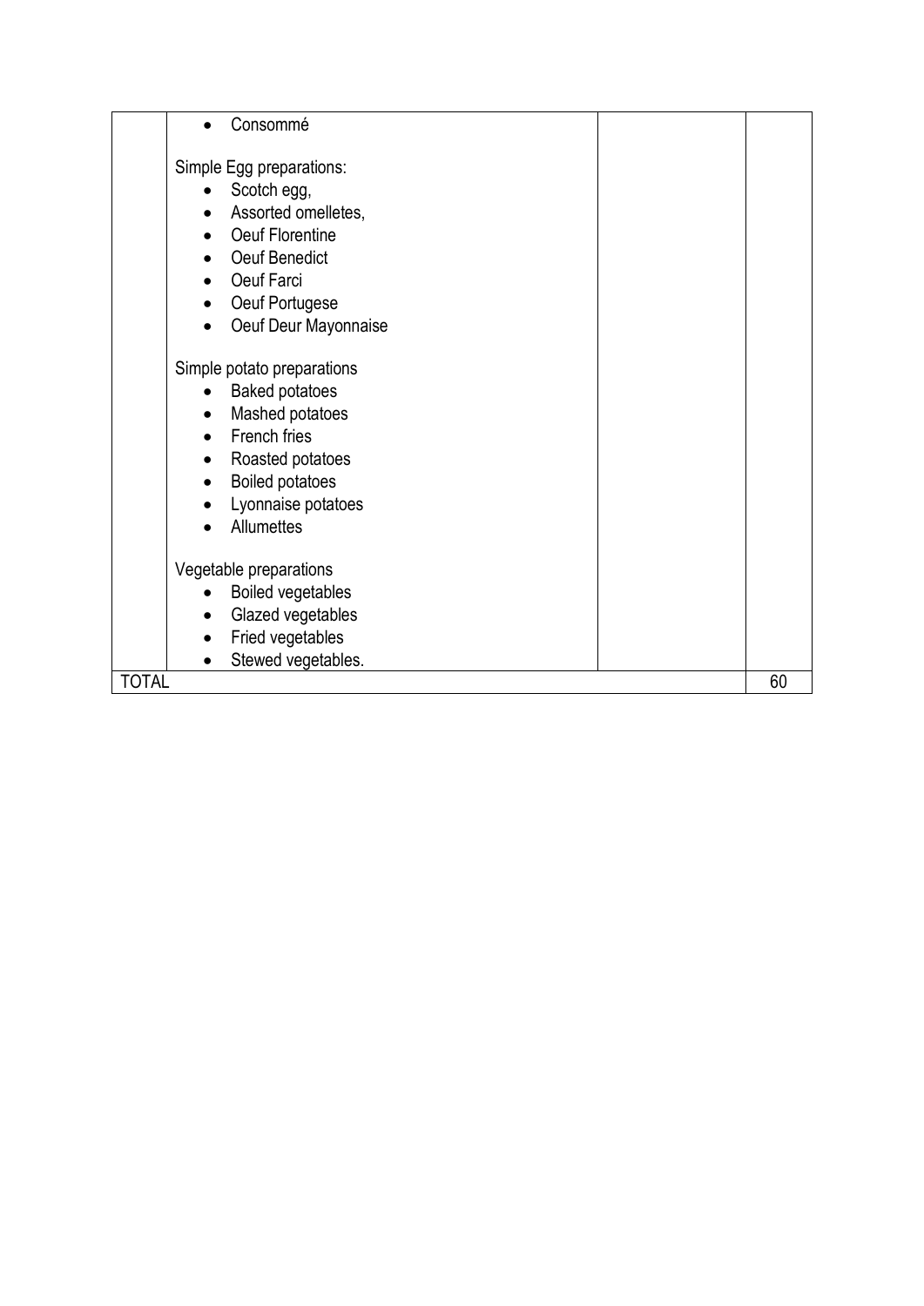|  | • Consommé<br><br>Simple Egg preparations:<br>• Scotch egg,<br>• Assorted omelletes,<br>• Oeuf Florentine<br>• Oeuf Benedict<br>• Oeuf Farci<br>• Oeuf Portugese<br>• Oeuf Deur Mayonnaise<br><br>Simple potato preparations<br>• Baked potatoes<br>• Mashed potatoes<br>• French fries<br>• Roasted potatoes<br>• Boiled potatoes<br>• Lyonnaise potatoes<br>• Allumettes<br><br>Vegetable preparations<br>• Boiled vegetables<br>• Glazed vegetables<br>• Fried vegetables<br>• Stewed vegetables. |  |  |
|---|---|---|---|
| TOTAL |  |  | 60 |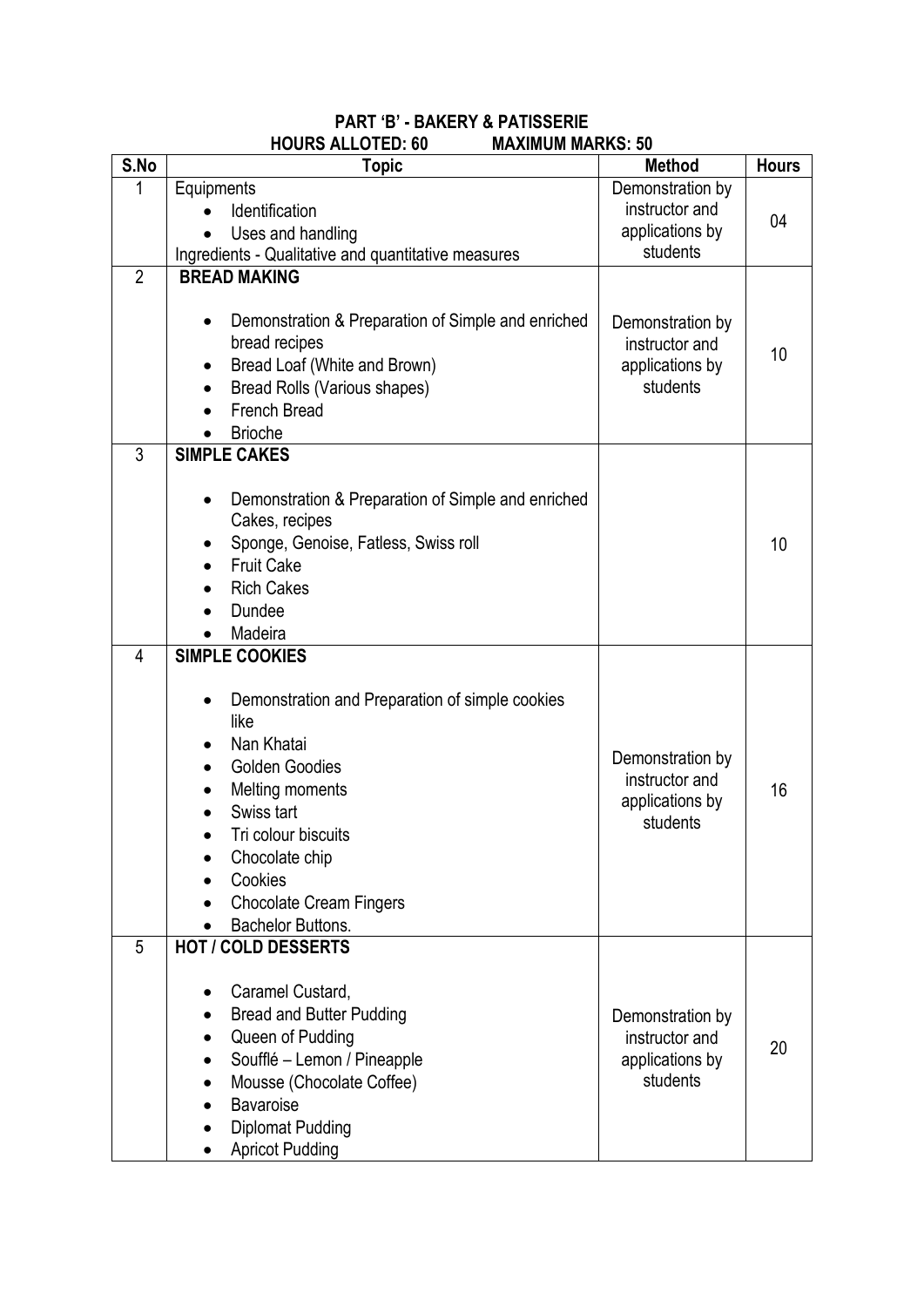**PART 'B' - BAKERY & PATISSERIE**

**HOURS ALLOTED: 60 MAXIMUM MARKS: 50**

| S.No | Topic | Method | Hours |
|---|---|---|---|
| 1 | Equipments<br>• Identification<br>• Uses and handling<br>Ingredients - Qualitative and quantitative measures | Demonstration by instructor and applications by students | 04 |
| 2 | **BREAD MAKING**<br>• Demonstration & Preparation of Simple and enriched bread recipes<br>• Bread Loaf (White and Brown)<br>• Bread Rolls (Various shapes)<br>• French Bread<br>• Brioche | Demonstration by instructor and applications by students | 10 |
| 3 | **SIMPLE CAKES**<br>• Demonstration & Preparation of Simple and enriched Cakes, recipes<br>• Sponge, Genoise, Fatless, Swiss roll<br>• Fruit Cake<br>• Rich Cakes<br>• Dundee<br>• Madeira | | 10 |
| 4 | **SIMPLE COOKIES**<br>• Demonstration and Preparation of simple cookies like<br>• Nan Khatai<br>• Golden Goodies<br>• Melting moments<br>• Swiss tart<br>• Tri colour biscuits<br>• Chocolate chip<br>• Cookies<br>• Chocolate Cream Fingers<br>• Bachelor Buttons. | Demonstration by instructor and applications by students | 16 |
| 5 | **HOT / COLD DESSERTS**<br>• Caramel Custard,<br>• Bread and Butter Pudding<br>• Queen of Pudding<br>• Soufflé – Lemon / Pineapple<br>• Mousse (Chocolate Coffee)<br>• Bavaroise<br>• Diplomat Pudding<br>• Apricot Pudding | Demonstration by instructor and applications by students | 20 |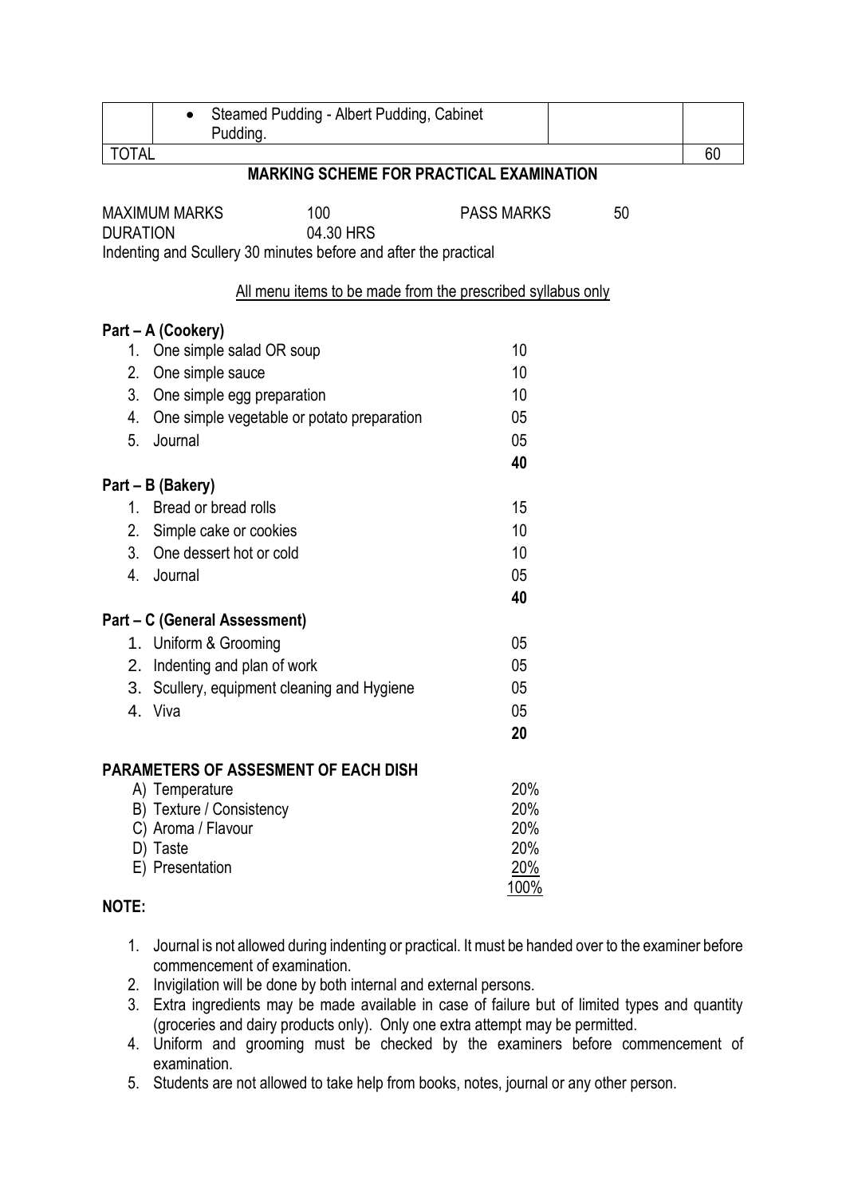|  | • Steamed Pudding - Albert Pudding, Cabinet Pudding. |  |  |
|---|---|---|---|
| TOTAL |  |  | 60 |

## MARKING SCHEME FOR PRACTICAL EXAMINATION

MAXIMUM MARKS 100 PASS MARKS 50
DURATION 04.30 HRS
Indenting and Scullery 30 minutes before and after the practical

All menu items to be made from the prescribed syllabus only

**Part – A (Cookery)**

| | | |
|---|---|---|
| 1. | One simple salad OR soup | 10 |
| 2. | One simple sauce | 10 |
| 3. | One simple egg preparation | 10 |
| 4. | One simple vegetable or potato preparation | 05 |
| 5. | Journal | 05 |
| | | **40** |

**Part – B (Bakery)**

| | | |
|---|---|---|
| 1. | Bread or bread rolls | 15 |
| 2. | Simple cake or cookies | 10 |
| 3. | One dessert hot or cold | 10 |
| 4. | Journal | 05 |
| | | **40** |

**Part – C (General Assessment)**

| | | |
|---|---|---|
| 1. | Uniform & Grooming | 05 |
| 2. | Indenting and plan of work | 05 |
| 3. | Scullery, equipment cleaning and Hygiene | 05 |
| 4. | Viva | 05 |
| | | **20** |

**PARAMETERS OF ASSESMENT OF EACH DISH**

| | |
|---|---|
| A) Temperature | 20% |
| B) Texture / Consistency | 20% |
| C) Aroma / Flavour | 20% |
| D) Taste | 20% |
| E) Presentation | 20% |
| | 100% |

**NOTE:**

1. Journal is not allowed during indenting or practical. It must be handed over to the examiner before commencement of examination.
2. Invigilation will be done by both internal and external persons.
3. Extra ingredients may be made available in case of failure but of limited types and quantity (groceries and dairy products only). Only one extra attempt may be permitted.
4. Uniform and grooming must be checked by the examiners before commencement of examination.
5. Students are not allowed to take help from books, notes, journal or any other person.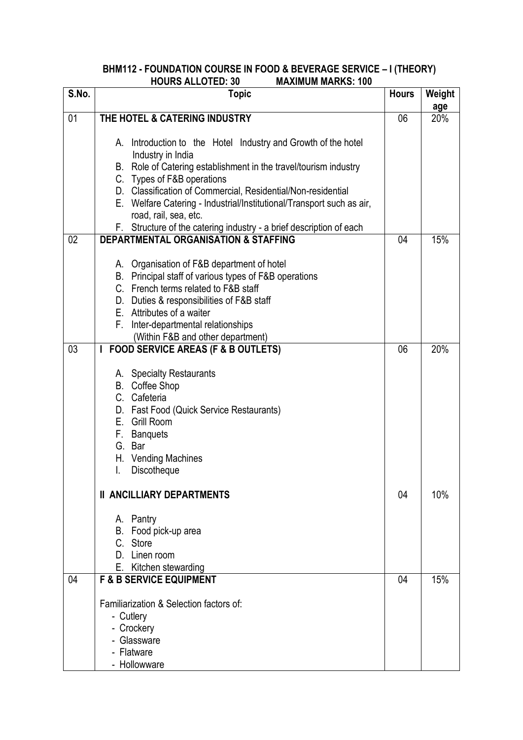**BHM112 - FOUNDATION COURSE IN FOOD & BEVERAGE SERVICE – I (THEORY)**

**HOURS ALLOTED: 30 MAXIMUM MARKS: 100**

| S.No. | Topic | Hours | Weightage |
|---|---|---|---|
| 01 | **THE HOTEL & CATERING INDUSTRY**<br><br>A. Introduction to the Hotel Industry and Growth of the hotel Industry in India<br>B. Role of Catering establishment in the travel/tourism industry<br>C. Types of F&B operations<br>D. Classification of Commercial, Residential/Non-residential<br>E. Welfare Catering - Industrial/Institutional/Transport such as air, road, rail, sea, etc.<br>F. Structure of the catering industry - a brief description of each | 06 | 20% |
| 02 | **DEPARTMENTAL ORGANISATION & STAFFING**<br><br>A. Organisation of F&B department of hotel<br>B. Principal staff of various types of F&B operations<br>C. French terms related to F&B staff<br>D. Duties & responsibilities of F&B staff<br>E. Attributes of a waiter<br>F. Inter-departmental relationships (Within F&B and other department) | 04 | 15% |
| 03 | **I FOOD SERVICE AREAS (F & B OUTLETS)**<br><br>A. Specialty Restaurants<br>B. Coffee Shop<br>C. Cafeteria<br>D. Fast Food (Quick Service Restaurants)<br>E. Grill Room<br>F. Banquets<br>G. Bar<br>H. Vending Machines<br>I. Discotheque | 06 | 20% |
| | **II ANCILLIARY DEPARTMENTS**<br><br>A. Pantry<br>B. Food pick-up area<br>C. Store<br>D. Linen room<br>E. Kitchen stewarding | 04 | 10% |
| 04 | **F & B SERVICE EQUIPMENT**<br><br>Familiarization & Selection factors of:<br>- Cutlery<br>- Crockery<br>- Glassware<br>- Flatware<br>- Hollowware | 04 | 15% |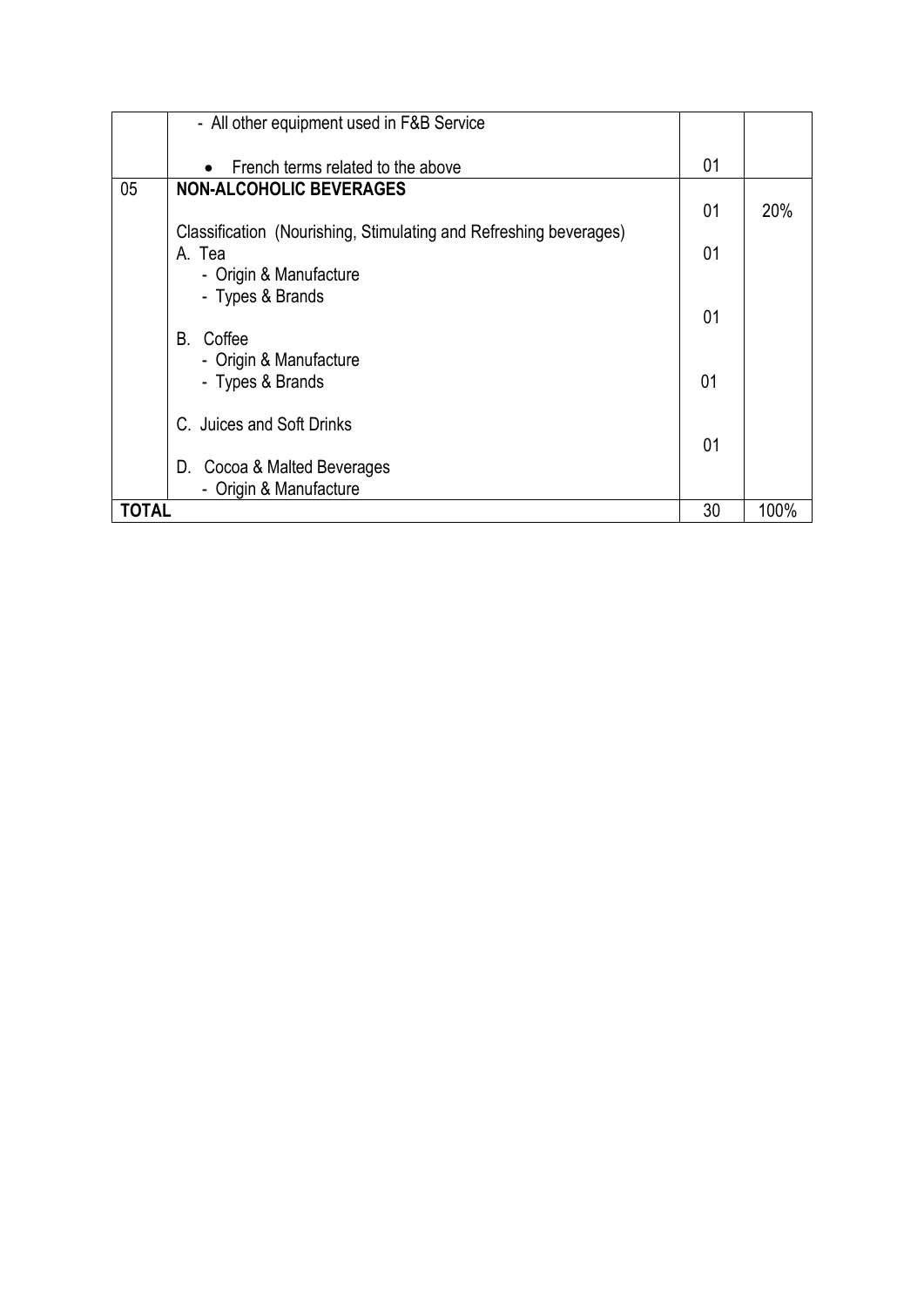| | | | |
|---|---|---|---|
| | - All other equipment used in F&B Service<br><br>• French terms related to the above | 01 | |
| 05 | **NON-ALCOHOLIC BEVERAGES**<br><br>Classification (Nourishing, Stimulating and Refreshing beverages)<br>A. Tea<br>- Origin & Manufacture<br>- Types & Brands<br><br>B. Coffee<br>- Origin & Manufacture<br>- Types & Brands<br><br>C. Juices and Soft Drinks<br><br>D. Cocoa & Malted Beverages<br>- Origin & Manufacture | 01<br><br>01<br><br>01<br><br>01<br><br>01 | 20% |
| **TOTAL** | | 30 | 100% |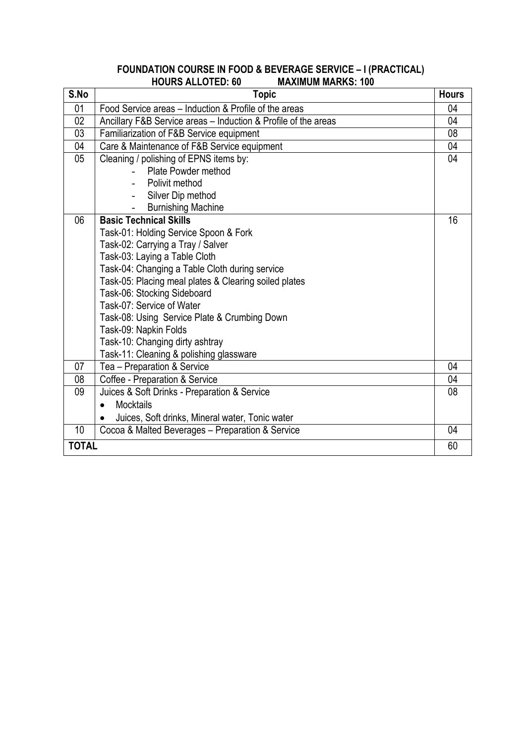## FOUNDATION COURSE IN FOOD & BEVERAGE SERVICE – I (PRACTICAL)

**HOURS ALLOTED: 60 MAXIMUM MARKS: 100**

| S.No | Topic | Hours |
|---|---|---|
| 01 | Food Service areas – Induction & Profile of the areas | 04 |
| 02 | Ancillary F&B Service areas – Induction & Profile of the areas | 04 |
| 03 | Familiarization of F&B Service equipment | 08 |
| 04 | Care & Maintenance of F&B Service equipment | 04 |
| 05 | Cleaning / polishing of EPNS items by:<br>- Plate Powder method<br>- Polivit method<br>- Silver Dip method<br>- Burnishing Machine | 04 |
| 06 | **Basic Technical Skills**<br>Task-01: Holding Service Spoon & Fork<br>Task-02: Carrying a Tray / Salver<br>Task-03: Laying a Table Cloth<br>Task-04: Changing a Table Cloth during service<br>Task-05: Placing meal plates & Clearing soiled plates<br>Task-06: Stocking Sideboard<br>Task-07: Service of Water<br>Task-08: Using Service Plate & Crumbing Down<br>Task-09: Napkin Folds<br>Task-10: Changing dirty ashtray<br>Task-11: Cleaning & polishing glassware | 16 |
| 07 | Tea – Preparation & Service | 04 |
| 08 | Coffee - Preparation & Service | 04 |
| 09 | Juices & Soft Drinks - Preparation & Service<br>• Mocktails<br>• Juices, Soft drinks, Mineral water, Tonic water | 08 |
| 10 | Cocoa & Malted Beverages – Preparation & Service | 04 |
| **TOTAL** | | 60 |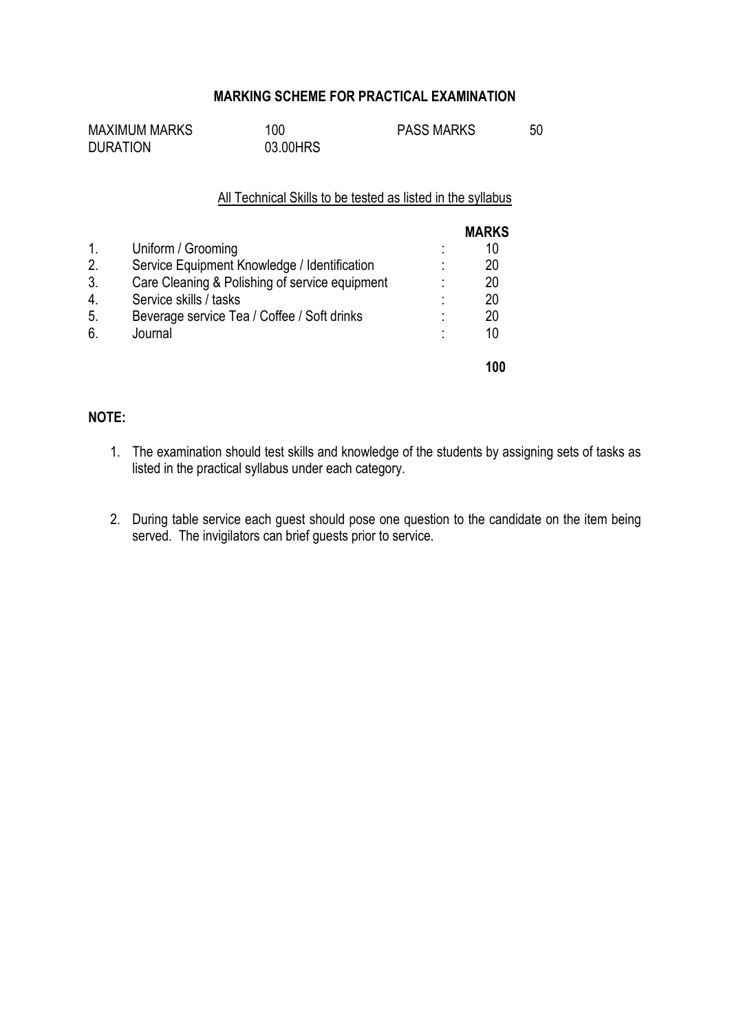## MARKING SCHEME FOR PRACTICAL EXAMINATION

| | | | |
|---|---|---|---|
| MAXIMUM MARKS | 100 | PASS MARKS | 50 |
| DURATION | 03.00HRS | | |

All Technical Skills to be tested as listed in the syllabus

| | | | **MARKS** |
|---|---|---|---|
| 1. | Uniform / Grooming | : | 10 |
| 2. | Service Equipment Knowledge / Identification | : | 20 |
| 3. | Care Cleaning & Polishing of service equipment | : | 20 |
| 4. | Service skills / tasks | : | 20 |
| 5. | Beverage service Tea / Coffee / Soft drinks | : | 20 |
| 6. | Journal | : | 10 |
| | | | **100** |

**NOTE:**

1. The examination should test skills and knowledge of the students by assigning sets of tasks as listed in the practical syllabus under each category.

2. During table service each guest should pose one question to the candidate on the item being served. The invigilators can brief guests prior to service.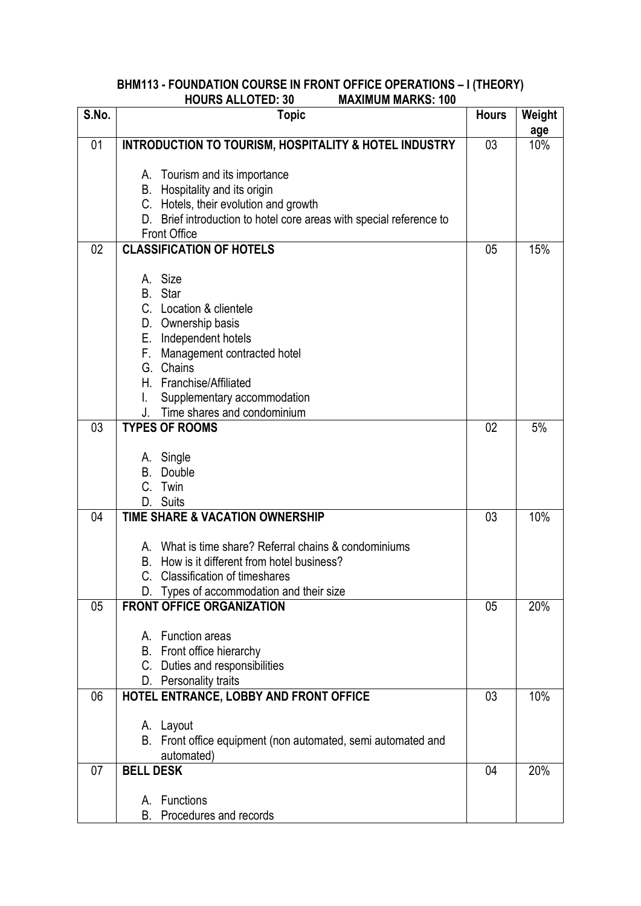## BHM113 - FOUNDATION COURSE IN FRONT OFFICE OPERATIONS – I (THEORY)

**HOURS ALLOTED: 30 MAXIMUM MARKS: 100**

| S.No. | Topic | Hours | Weightage |
|---|---|---|---|
| 01 | **INTRODUCTION TO TOURISM, HOSPITALITY & HOTEL INDUSTRY**<br><br>A. Tourism and its importance<br>B. Hospitality and its origin<br>C. Hotels, their evolution and growth<br>D. Brief introduction to hotel core areas with special reference to Front Office | 03 | 10% |
| 02 | **CLASSIFICATION OF HOTELS**<br><br>A. Size<br>B. Star<br>C. Location & clientele<br>D. Ownership basis<br>E. Independent hotels<br>F. Management contracted hotel<br>G. Chains<br>H. Franchise/Affiliated<br>I. Supplementary accommodation<br>J. Time shares and condominium | 05 | 15% |
| 03 | **TYPES OF ROOMS**<br><br>A. Single<br>B. Double<br>C. Twin<br>D. Suits | 02 | 5% |
| 04 | **TIME SHARE & VACATION OWNERSHIP**<br><br>A. What is time share? Referral chains & condominiums<br>B. How is it different from hotel business?<br>C. Classification of timeshares<br>D. Types of accommodation and their size | 03 | 10% |
| 05 | **FRONT OFFICE ORGANIZATION**<br><br>A. Function areas<br>B. Front office hierarchy<br>C. Duties and responsibilities<br>D. Personality traits | 05 | 20% |
| 06 | **HOTEL ENTRANCE, LOBBY AND FRONT OFFICE**<br><br>A. Layout<br>B. Front office equipment (non automated, semi automated and automated) | 03 | 10% |
| 07 | **BELL DESK**<br><br>A. Functions<br>B. Procedures and records | 04 | 20% |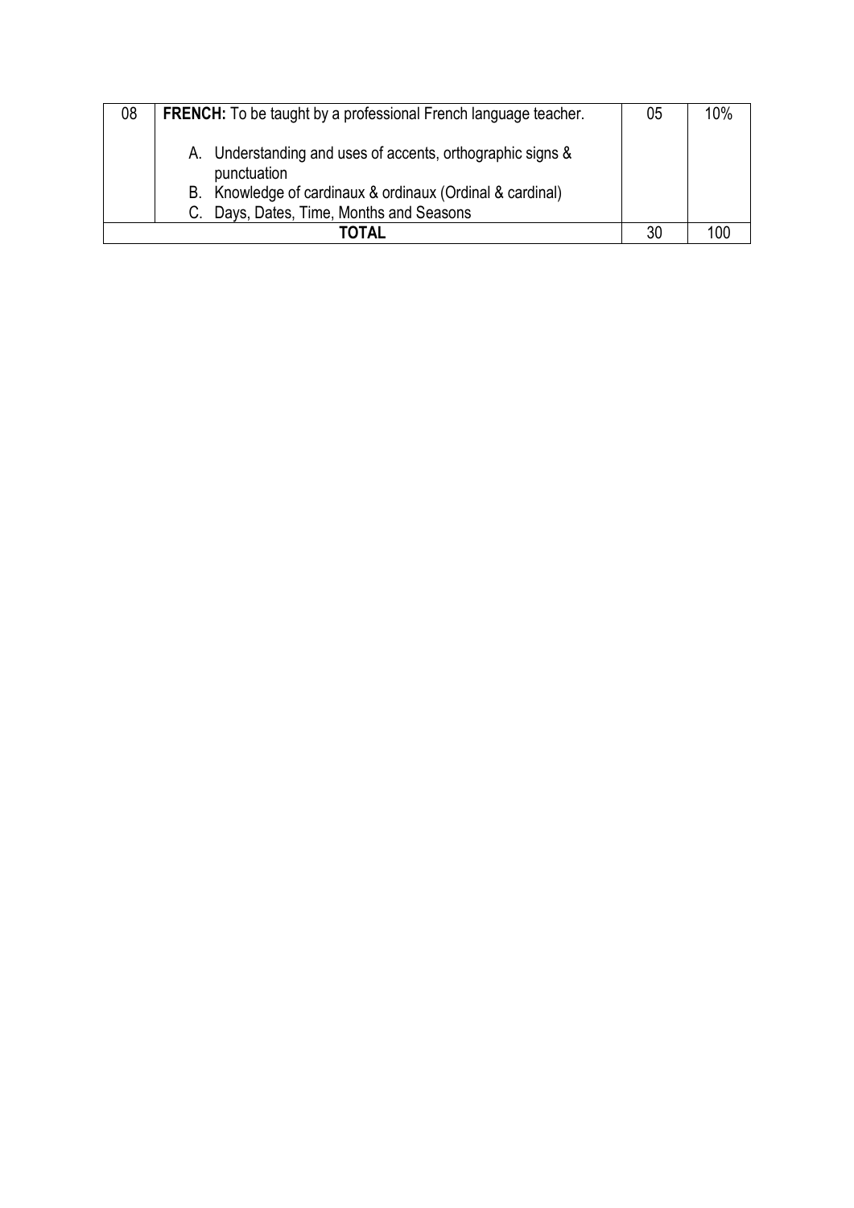| 08 | **FRENCH:** To be taught by a professional French language teacher.<br><br>A. Understanding and uses of accents, orthographic signs & punctuation<br>B. Knowledge of cardinaux & ordinaux (Ordinal & cardinal)<br>C. Days, Dates, Time, Months and Seasons | 05 | 10% |
|---|---|---|---|
| **TOTAL** | | 30 | 100 |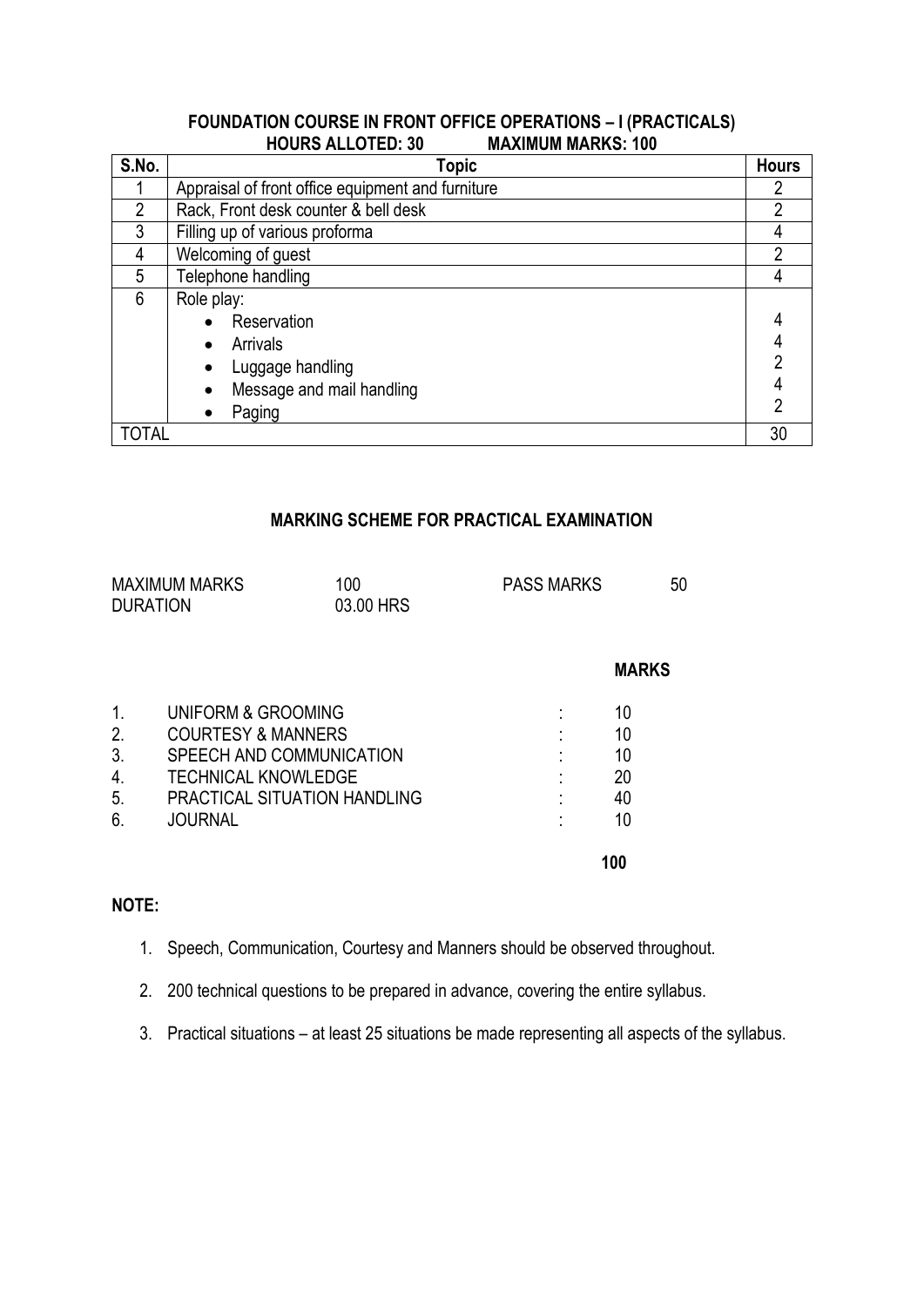## FOUNDATION COURSE IN FRONT OFFICE OPERATIONS – I (PRACTICALS)

**HOURS ALLOTED: 30 MAXIMUM MARKS: 100**

| S.No. | Topic | Hours |
|---|---|---|
| 1 | Appraisal of front office equipment and furniture | 2 |
| 2 | Rack, Front desk counter & bell desk | 2 |
| 3 | Filling up of various proforma | 4 |
| 4 | Welcoming of guest | 2 |
| 5 | Telephone handling | 4 |
| 6 | Role play: | |
| | • Reservation | 4 |
| | • Arrivals | 4 |
| | • Luggage handling | 2 |
| | • Message and mail handling | 4 |
| | • Paging | 2 |
| TOTAL | | 30 |

### MARKING SCHEME FOR PRACTICAL EXAMINATION

| | | | |
|---|---|---|---|
| MAXIMUM MARKS | 100 | PASS MARKS | 50 |
| DURATION | 03.00 HRS | | |

| | | | **MARKS** |
|---|---|---|---|
| 1. | UNIFORM & GROOMING | : | 10 |
| 2. | COURTESY & MANNERS | : | 10 |
| 3. | SPEECH AND COMMUNICATION | : | 10 |
| 4. | TECHNICAL KNOWLEDGE | : | 20 |
| 5. | PRACTICAL SITUATION HANDLING | : | 40 |
| 6. | JOURNAL | : | 10 |
| | | | **100** |

**NOTE:**

1. Speech, Communication, Courtesy and Manners should be observed throughout.
2. 200 technical questions to be prepared in advance, covering the entire syllabus.
3. Practical situations – at least 25 situations be made representing all aspects of the syllabus.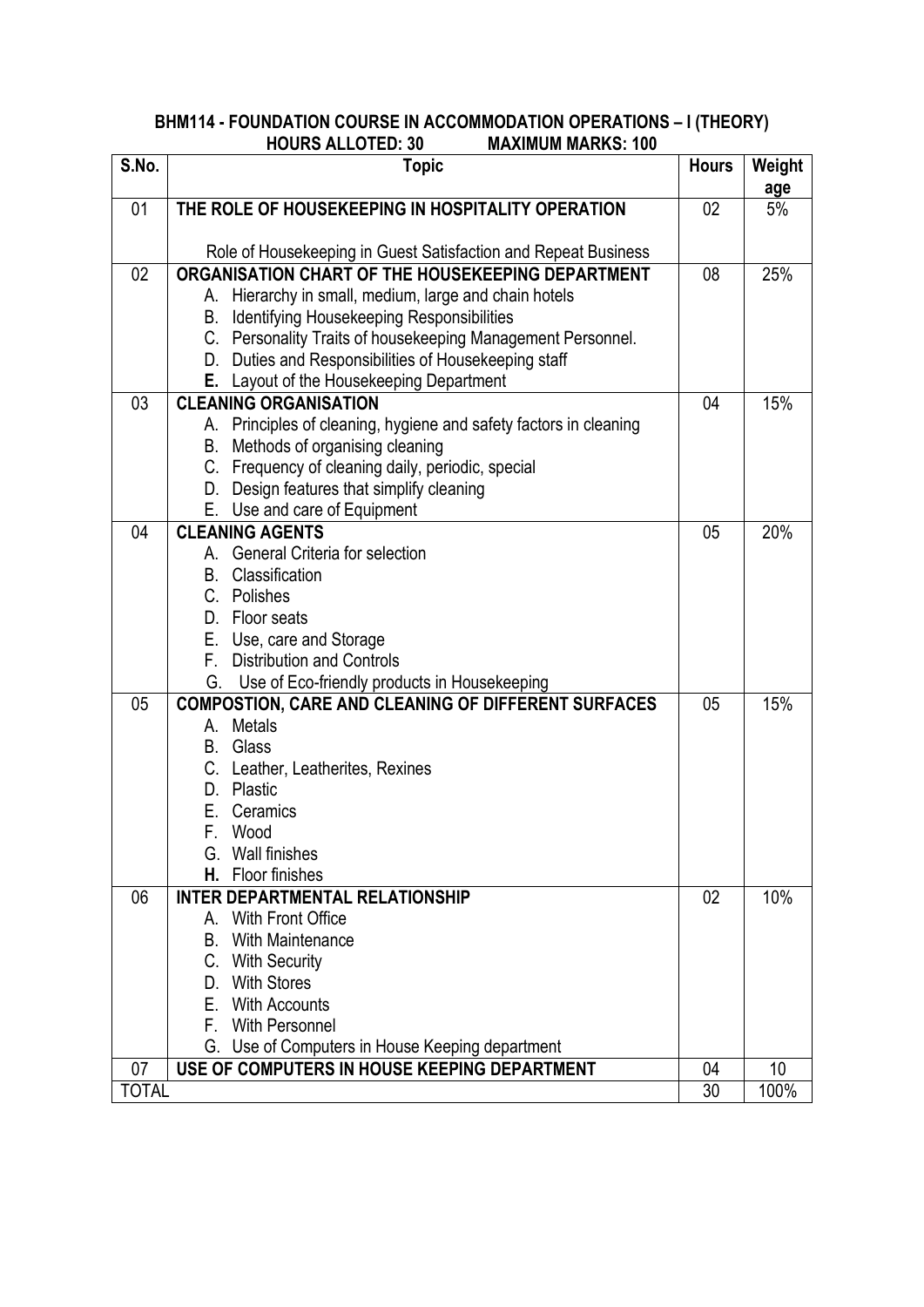**BHM114 - FOUNDATION COURSE IN ACCOMMODATION OPERATIONS – I (THEORY)**
**HOURS ALLOTED: 30 MAXIMUM MARKS: 100**

| S.No. | Topic | Hours | Weight age |
|---|---|---|---|
| 01 | **THE ROLE OF HOUSEKEEPING IN HOSPITALITY OPERATION**<br><br>Role of Housekeeping in Guest Satisfaction and Repeat Business | 02 | 5% |
| 02 | **ORGANISATION CHART OF THE HOUSEKEEPING DEPARTMENT**<br>A. Hierarchy in small, medium, large and chain hotels<br>B. Identifying Housekeeping Responsibilities<br>C. Personality Traits of housekeeping Management Personnel.<br>D. Duties and Responsibilities of Housekeeping staff<br>**E.** Layout of the Housekeeping Department | 08 | 25% |
| 03 | **CLEANING ORGANISATION**<br>A. Principles of cleaning, hygiene and safety factors in cleaning<br>B. Methods of organising cleaning<br>C. Frequency of cleaning daily, periodic, special<br>D. Design features that simplify cleaning<br>E. Use and care of Equipment | 04 | 15% |
| 04 | **CLEANING AGENTS**<br>A. General Criteria for selection<br>B. Classification<br>C. Polishes<br>D. Floor seats<br>E. Use, care and Storage<br>F. Distribution and Controls<br>G. Use of Eco-friendly products in Housekeeping | 05 | 20% |
| 05 | **COMPOSTION, CARE AND CLEANING OF DIFFERENT SURFACES**<br>A. Metals<br>B. Glass<br>C. Leather, Leatherites, Rexines<br>D. Plastic<br>E. Ceramics<br>F. Wood<br>G. Wall finishes<br>**H.** Floor finishes | 05 | 15% |
| 06 | **INTER DEPARTMENTAL RELATIONSHIP**<br>A. With Front Office<br>B. With Maintenance<br>C. With Security<br>D. With Stores<br>E. With Accounts<br>F. With Personnel<br>G. Use of Computers in House Keeping department | 02 | 10% |
| 07 | **USE OF COMPUTERS IN HOUSE KEEPING DEPARTMENT** | 04 | 10 |
| TOTAL | | 30 | 100% |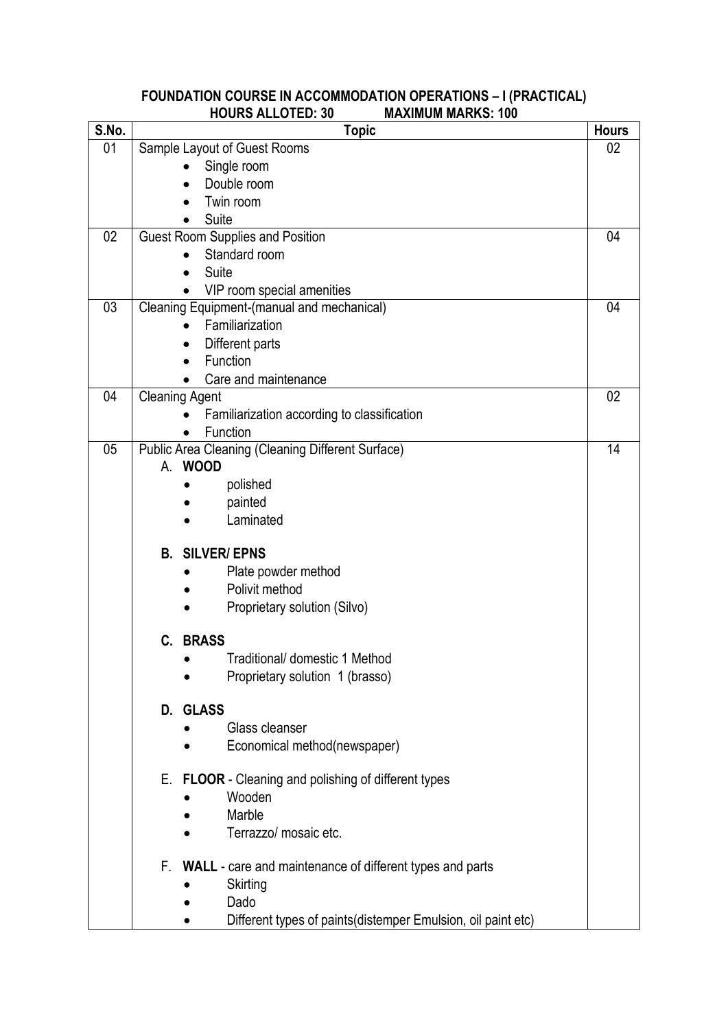## FOUNDATION COURSE IN ACCOMMODATION OPERATIONS – I (PRACTICAL)

**HOURS ALLOTED: 30 MAXIMUM MARKS: 100**

| S.No. | Topic | Hours |
|---|---|---|
| 01 | Sample Layout of Guest Rooms<br>• Single room<br>• Double room<br>• Twin room<br>• Suite | 02 |
| 02 | Guest Room Supplies and Position<br>• Standard room<br>• Suite<br>• VIP room special amenities | 04 |
| 03 | Cleaning Equipment-(manual and mechanical)<br>• Familiarization<br>• Different parts<br>• Function<br>• Care and maintenance | 04 |
| 04 | Cleaning Agent<br>• Familiarization according to classification<br>• Function | 02 |
| 05 | Public Area Cleaning (Cleaning Different Surface)<br>A. **WOOD**<br>• polished<br>• painted<br>• Laminated<br><br>**B. SILVER/ EPNS**<br>• Plate powder method<br>• Polivit method<br>• Proprietary solution (Silvo)<br><br>**C. BRASS**<br>• Traditional/ domestic 1 Method<br>• Proprietary solution 1 (brasso)<br><br>**D. GLASS**<br>• Glass cleanser<br>• Economical method(newspaper)<br><br>E. **FLOOR** - Cleaning and polishing of different types<br>• Wooden<br>• Marble<br>• Terrazzo/ mosaic etc.<br><br>F. **WALL** - care and maintenance of different types and parts<br>• Skirting<br>• Dado<br>• Different types of paints(distemper Emulsion, oil paint etc) | 14 |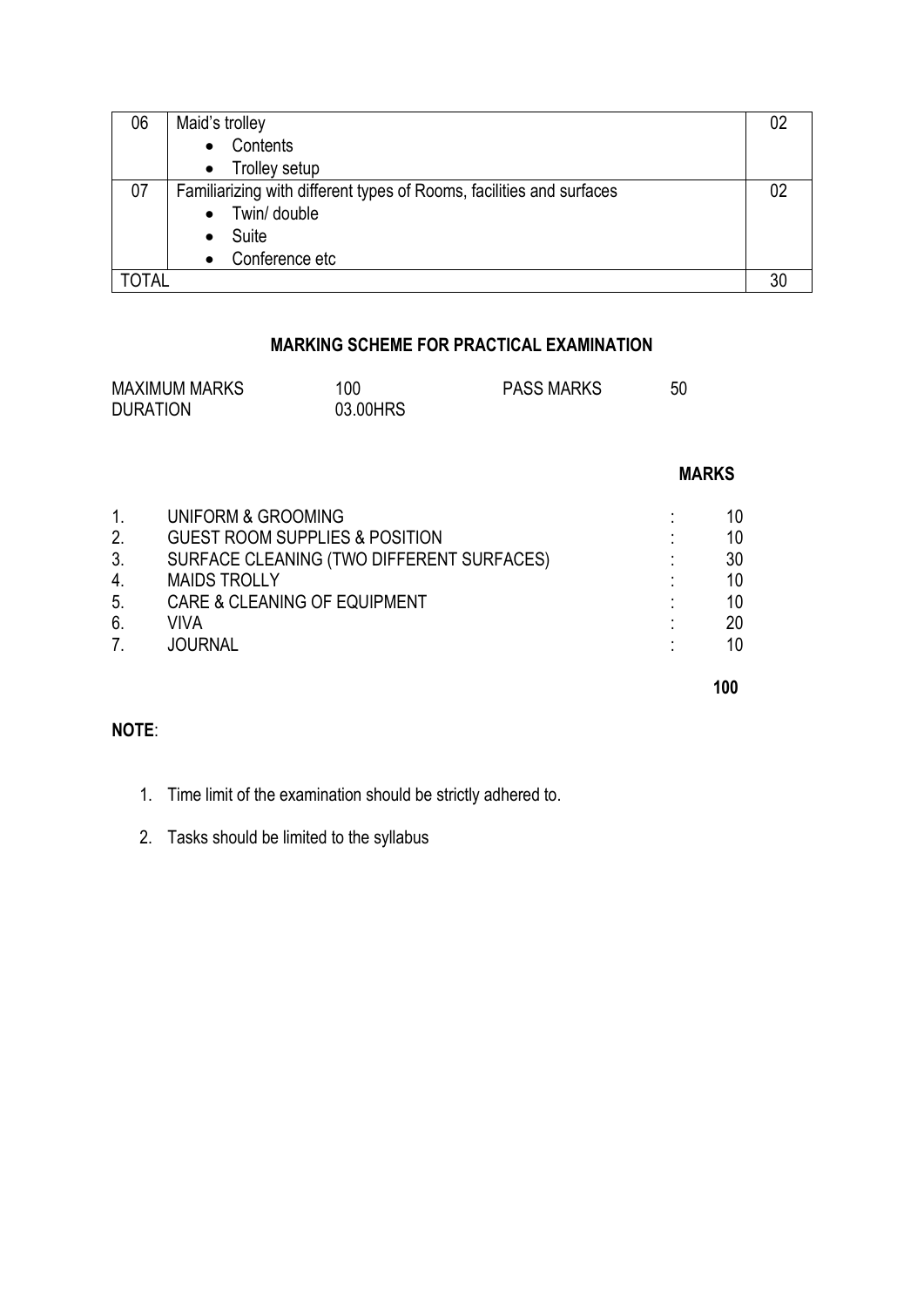| 06 | Maid's trolley<br>• Contents<br>• Trolley setup | 02 |
|---|---|---|
| 07 | Familiarizing with different types of Rooms, facilities and surfaces<br>• Twin/ double<br>• Suite<br>• Conference etc | 02 |
| TOTAL | | 30 |

## MARKING SCHEME FOR PRACTICAL EXAMINATION

| | | | |
|---|---|---|---|
| MAXIMUM MARKS | 100 | PASS MARKS | 50 |
| DURATION | 03.00HRS | | |

| | | | MARKS |
|---|---|---|---|
| 1. | UNIFORM & GROOMING | : | 10 |
| 2. | GUEST ROOM SUPPLIES & POSITION | : | 10 |
| 3. | SURFACE CLEANING (TWO DIFFERENT SURFACES) | : | 30 |
| 4. | MAIDS TROLLY | : | 10 |
| 5. | CARE & CLEANING OF EQUIPMENT | : | 10 |
| 6. | VIVA | : | 20 |
| 7. | JOURNAL | : | 10 |
| | | | **100** |

**NOTE**:

1. Time limit of the examination should be strictly adhered to.
2. Tasks should be limited to the syllabus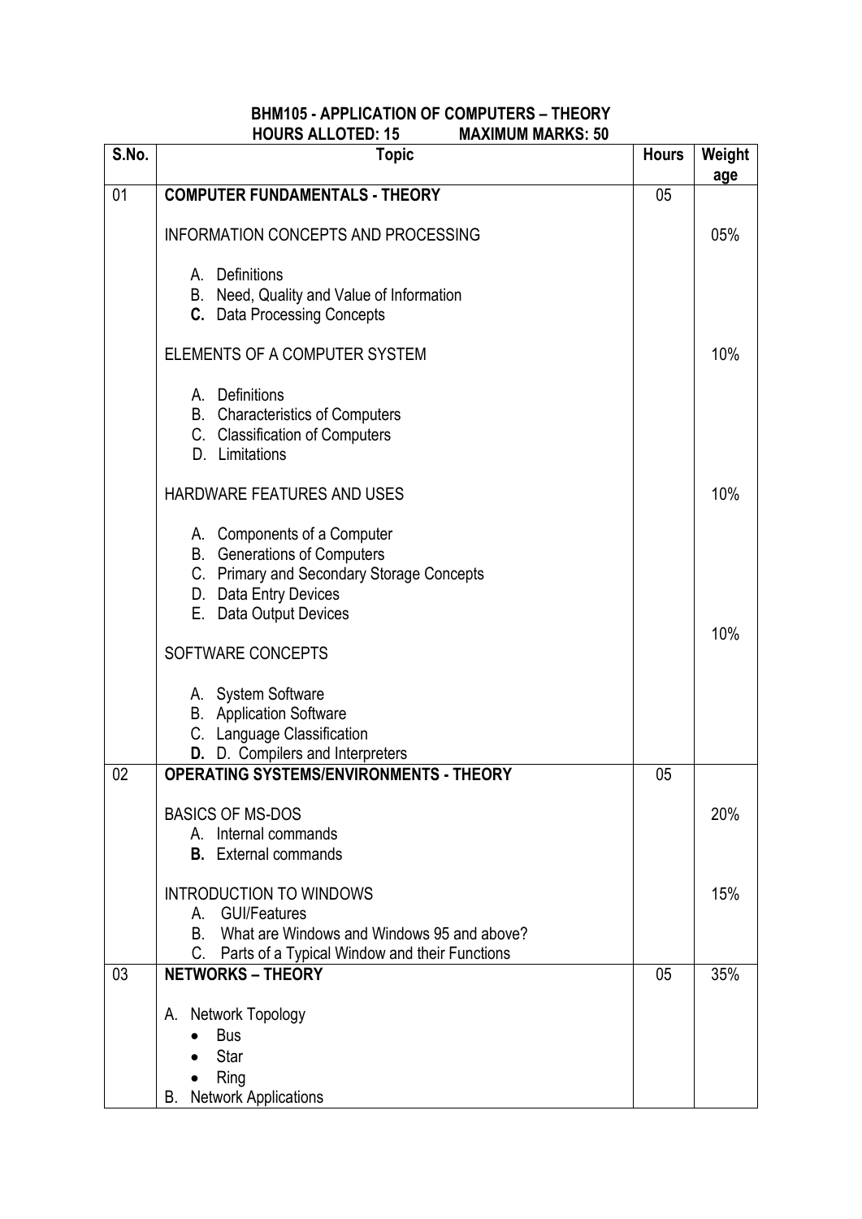## BHM105 - APPLICATION OF COMPUTERS – THEORY

**HOURS ALLOTED: 15 MAXIMUM MARKS: 50**

| S.No. | Topic | Hours | Weightage |
|---|---|---|---|
| 01 | **COMPUTER FUNDAMENTALS - THEORY** | 05 | |
| | INFORMATION CONCEPTS AND PROCESSING<br>A. Definitions<br>B. Need, Quality and Value of Information<br>**C.** Data Processing Concepts | | 05% |
| | ELEMENTS OF A COMPUTER SYSTEM<br>A. Definitions<br>B. Characteristics of Computers<br>C. Classification of Computers<br>D. Limitations | | 10% |
| | HARDWARE FEATURES AND USES<br>A. Components of a Computer<br>B. Generations of Computers<br>C. Primary and Secondary Storage Concepts<br>D. Data Entry Devices<br>E. Data Output Devices | | 10% |
| | SOFTWARE CONCEPTS<br>A. System Software<br>B. Application Software<br>C. Language Classification<br>**D.** D. Compilers and Interpreters | | 10% |
| 02 | **OPERATING SYSTEMS/ENVIRONMENTS - THEORY** | 05 | |
| | BASICS OF MS-DOS<br>A. Internal commands<br>**B.** External commands | | 20% |
| | INTRODUCTION TO WINDOWS<br>A. GUI/Features<br>B. What are Windows and Windows 95 and above?<br>C. Parts of a Typical Window and their Functions | | 15% |
| 03 | **NETWORKS – THEORY**<br>A. Network Topology<br>• Bus<br>• Star<br>• Ring<br>B. Network Applications | 05 | 35% |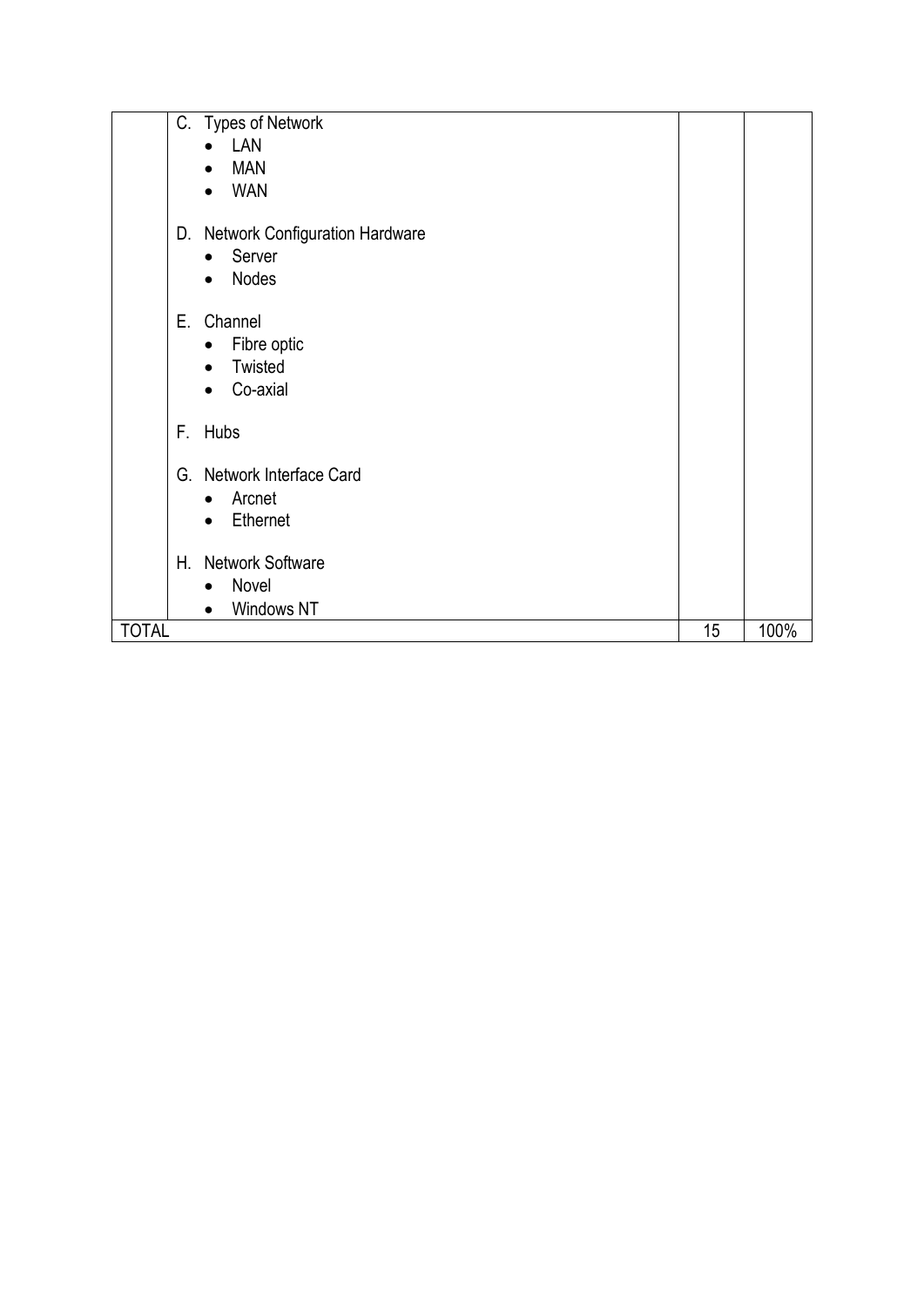| | | | |
|---|---|---|---|
| | C. Types of Network<br>• LAN<br>• MAN<br>• WAN<br><br>D. Network Configuration Hardware<br>• Server<br>• Nodes<br><br>E. Channel<br>• Fibre optic<br>• Twisted<br>• Co-axial<br><br>F. Hubs<br><br>G. Network Interface Card<br>• Arcnet<br>• Ethernet<br><br>H. Network Software<br>• Novel<br>• Windows NT | | |
| TOTAL | | 15 | 100% |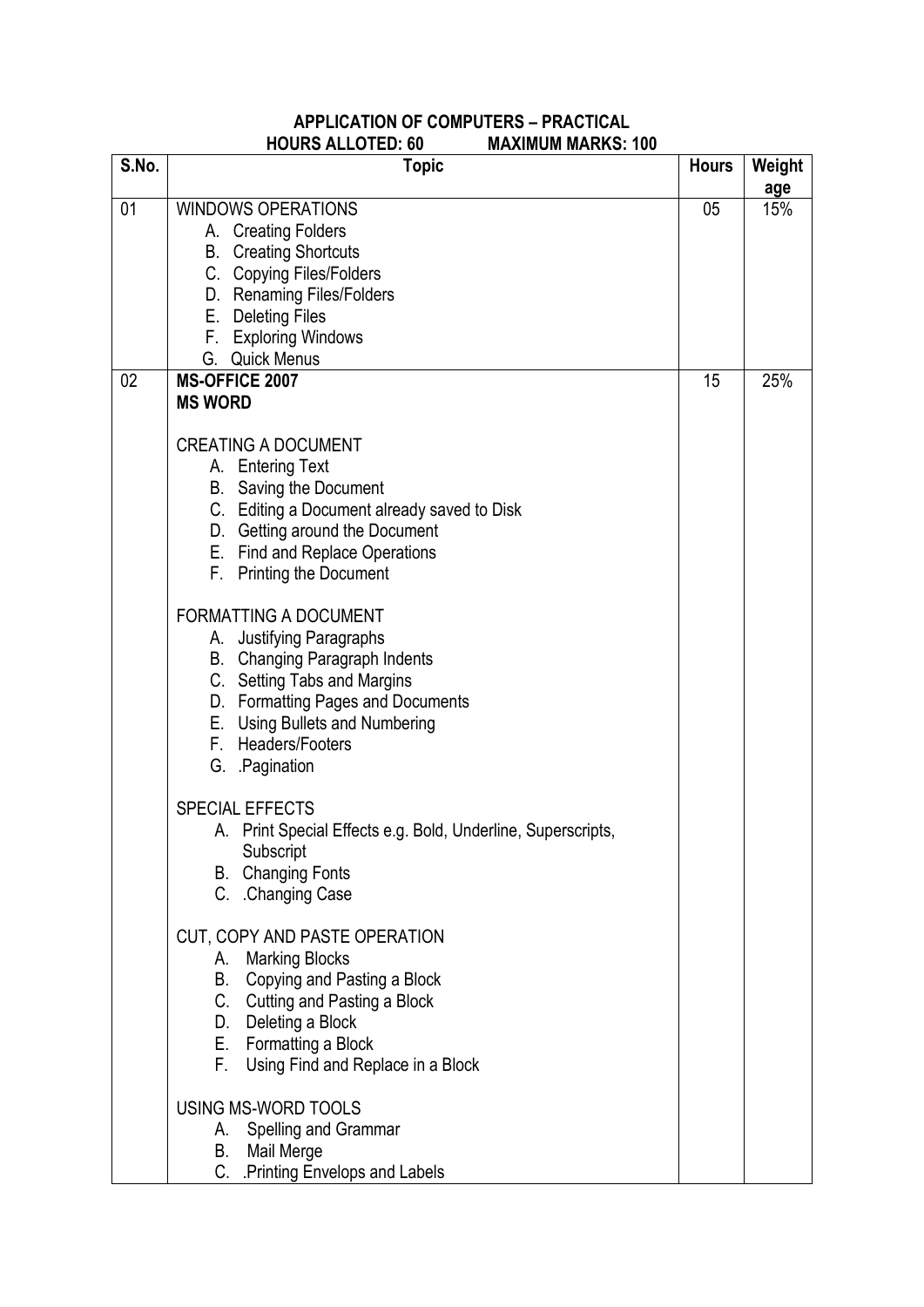## APPLICATION OF COMPUTERS – PRACTICAL

**HOURS ALLOTED: 60 MAXIMUM MARKS: 100**

| S.No. | Topic | Hours | Weight age |
|---|---|---|---|
| 01 | WINDOWS OPERATIONS<br>A. Creating Folders<br>B. Creating Shortcuts<br>C. Copying Files/Folders<br>D. Renaming Files/Folders<br>E. Deleting Files<br>F. Exploring Windows<br>G. Quick Menus | 05 | 15% |
| 02 | **MS-OFFICE 2007**<br>**MS WORD**<br><br>CREATING A DOCUMENT<br>A. Entering Text<br>B. Saving the Document<br>C. Editing a Document already saved to Disk<br>D. Getting around the Document<br>E. Find and Replace Operations<br>F. Printing the Document<br><br>FORMATTING A DOCUMENT<br>A. Justifying Paragraphs<br>B. Changing Paragraph Indents<br>C. Setting Tabs and Margins<br>D. Formatting Pages and Documents<br>E. Using Bullets and Numbering<br>F. Headers/Footers<br>G. .Pagination<br><br>SPECIAL EFFECTS<br>A. Print Special Effects e.g. Bold, Underline, Superscripts, Subscript<br>B. Changing Fonts<br>C. .Changing Case<br><br>CUT, COPY AND PASTE OPERATION<br>A. Marking Blocks<br>B. Copying and Pasting a Block<br>C. Cutting and Pasting a Block<br>D. Deleting a Block<br>E. Formatting a Block<br>F. Using Find and Replace in a Block<br><br>USING MS-WORD TOOLS<br>A. Spelling and Grammar<br>B. Mail Merge<br>C. .Printing Envelops and Labels | 15 | 25% |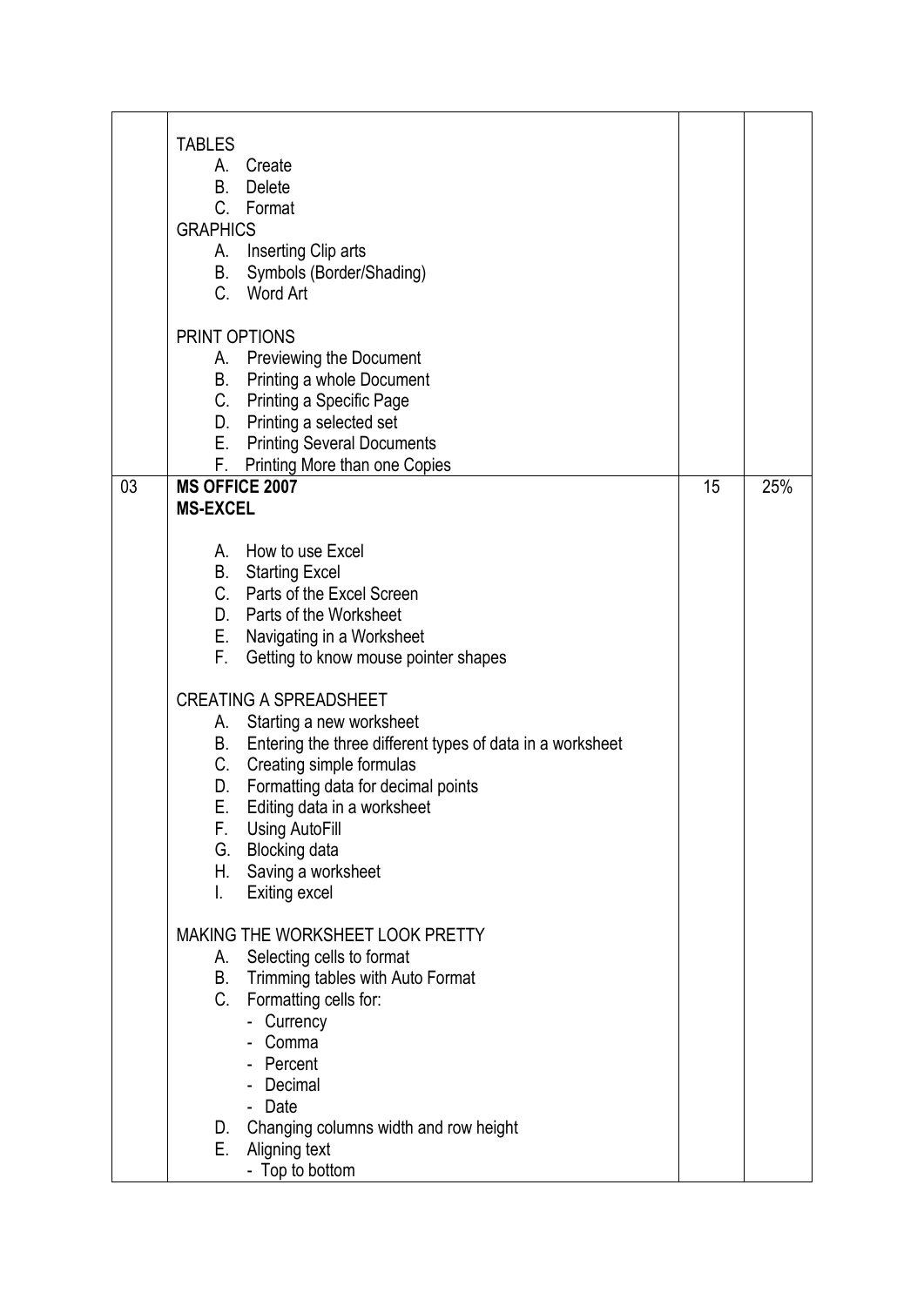| | | | |
|---|---|---|---|
| | TABLES<br>A. Create<br>B. Delete<br>C. Format<br>GRAPHICS<br>A. Inserting Clip arts<br>B. Symbols (Border/Shading)<br>C. Word Art<br><br>PRINT OPTIONS<br>A. Previewing the Document<br>B. Printing a whole Document<br>C. Printing a Specific Page<br>D. Printing a selected set<br>E. Printing Several Documents<br>F. Printing More than one Copies | | |
| 03 | **MS OFFICE 2007**<br>**MS-EXCEL**<br><br>A. How to use Excel<br>B. Starting Excel<br>C. Parts of the Excel Screen<br>D. Parts of the Worksheet<br>E. Navigating in a Worksheet<br>F. Getting to know mouse pointer shapes<br><br>CREATING A SPREADSHEET<br>A. Starting a new worksheet<br>B. Entering the three different types of data in a worksheet<br>C. Creating simple formulas<br>D. Formatting data for decimal points<br>E. Editing data in a worksheet<br>F. Using AutoFill<br>G. Blocking data<br>H. Saving a worksheet<br>I. Exiting excel<br><br>MAKING THE WORKSHEET LOOK PRETTY<br>A. Selecting cells to format<br>B. Trimming tables with Auto Format<br>C. Formatting cells for:<br>- Currency<br>- Comma<br>- Percent<br>- Decimal<br>- Date<br>D. Changing columns width and row height<br>E. Aligning text<br>- Top to bottom | 15 | 25% |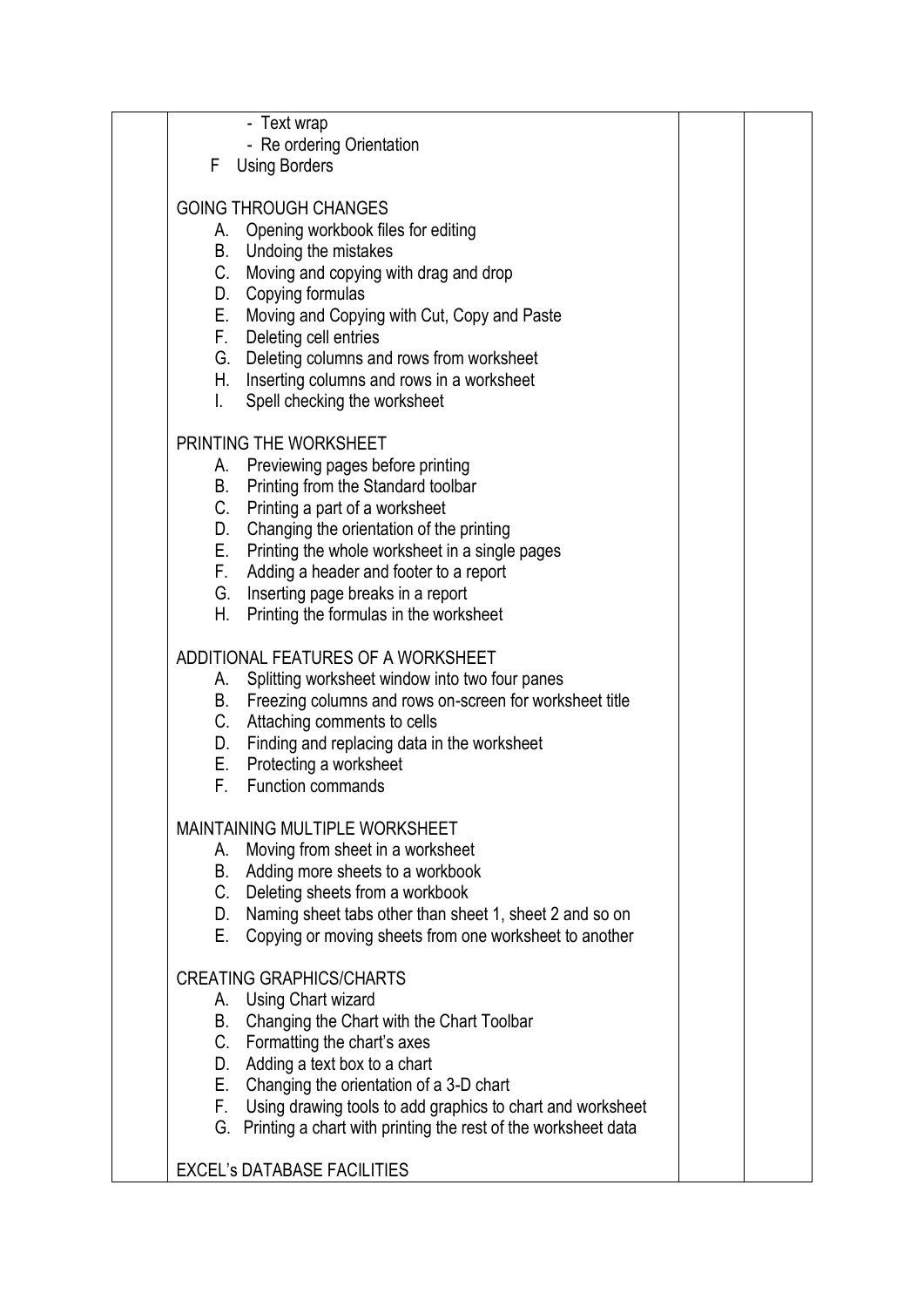| | | | |
|---|---|---|---|
| | - Text wrap<br>- Re ordering Orientation<br>F Using Borders<br><br>GOING THROUGH CHANGES<br>A. Opening workbook files for editing<br>B. Undoing the mistakes<br>C. Moving and copying with drag and drop<br>D. Copying formulas<br>E. Moving and Copying with Cut, Copy and Paste<br>F. Deleting cell entries<br>G. Deleting columns and rows from worksheet<br>H. Inserting columns and rows in a worksheet<br>I. Spell checking the worksheet<br><br>PRINTING THE WORKSHEET<br>A. Previewing pages before printing<br>B. Printing from the Standard toolbar<br>C. Printing a part of a worksheet<br>D. Changing the orientation of the printing<br>E. Printing the whole worksheet in a single pages<br>F. Adding a header and footer to a report<br>G. Inserting page breaks in a report<br>H. Printing the formulas in the worksheet<br><br>ADDITIONAL FEATURES OF A WORKSHEET<br>A. Splitting worksheet window into two four panes<br>B. Freezing columns and rows on-screen for worksheet title<br>C. Attaching comments to cells<br>D. Finding and replacing data in the worksheet<br>E. Protecting a worksheet<br>F. Function commands<br><br>MAINTAINING MULTIPLE WORKSHEET<br>A. Moving from sheet in a worksheet<br>B. Adding more sheets to a workbook<br>C. Deleting sheets from a workbook<br>D. Naming sheet tabs other than sheet 1, sheet 2 and so on<br>E. Copying or moving sheets from one worksheet to another<br><br>CREATING GRAPHICS/CHARTS<br>A. Using Chart wizard<br>B. Changing the Chart with the Chart Toolbar<br>C. Formatting the chart's axes<br>D. Adding a text box to a chart<br>E. Changing the orientation of a 3-D chart<br>F. Using drawing tools to add graphics to chart and worksheet<br>G. Printing a chart with printing the rest of the worksheet data<br><br>EXCEL's DATABASE FACILITIES | | |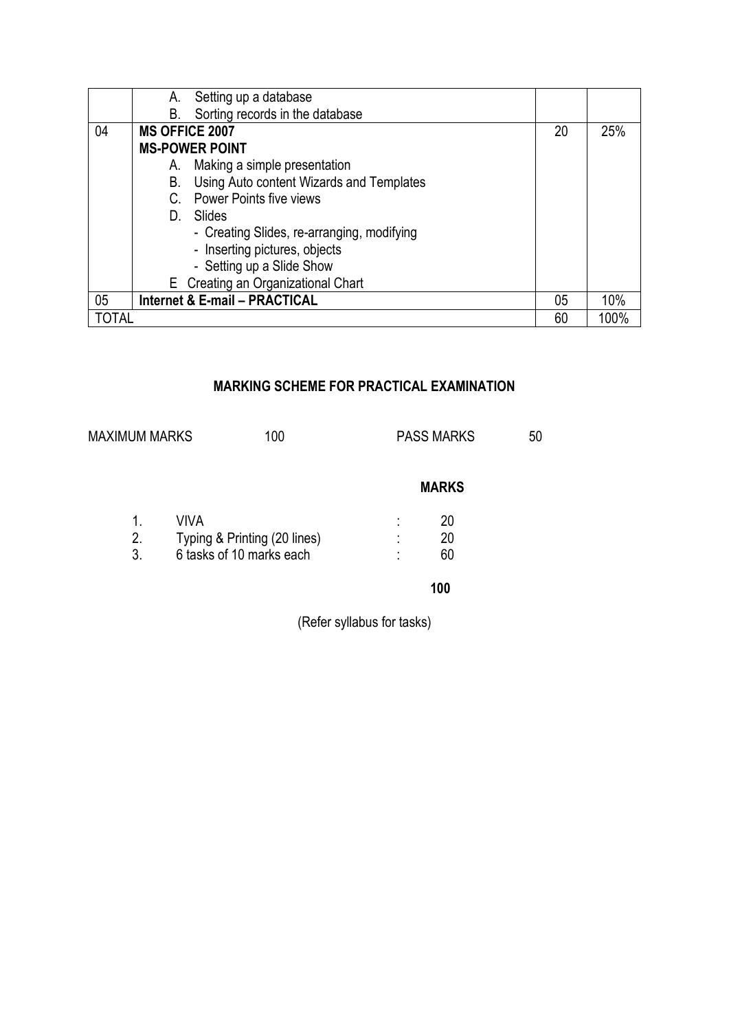| | | | |
|---|---|---|---|
| | A. Setting up a database<br>B. Sorting records in the database | | |
| 04 | **MS OFFICE 2007**<br>**MS-POWER POINT**<br>A. Making a simple presentation<br>B. Using Auto content Wizards and Templates<br>C. Power Points five views<br>D. Slides<br>- Creating Slides, re-arranging, modifying<br>- Inserting pictures, objects<br>- Setting up a Slide Show<br>E Creating an Organizational Chart | 20 | 25% |
| 05 | **Internet & E-mail – PRACTICAL** | 05 | 10% |
| TOTAL | | 60 | 100% |

## MARKING SCHEME FOR PRACTICAL EXAMINATION

MAXIMUM MARKS 100 PASS MARKS 50

| | | | **MARKS** |
|---|---|---|---|
| 1. | VIVA | : | 20 |
| 2. | Typing & Printing (20 lines) | : | 20 |
| 3. | 6 tasks of 10 marks each | : | 60 |
| | | | **100** |

(Refer syllabus for tasks)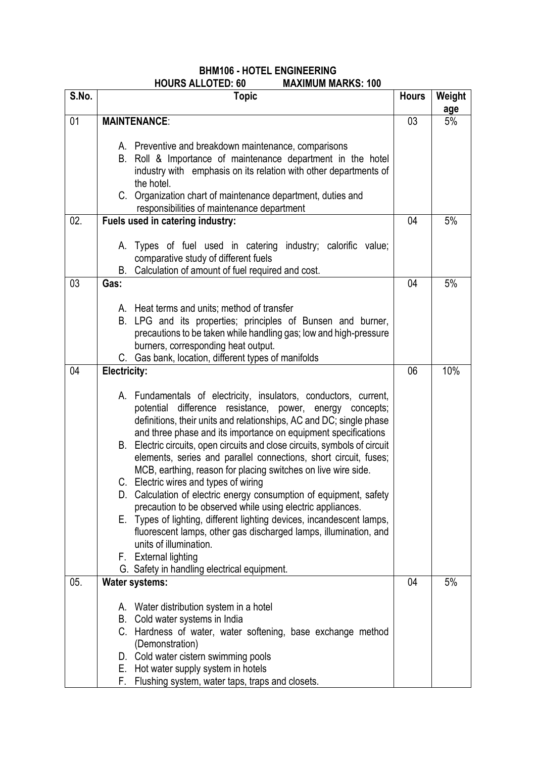# BHM106 - HOTEL ENGINEERING

**HOURS ALLOTED: 60 MAXIMUM MARKS: 100**

| S.No. | Topic | Hours | Weightage |
|---|---|---|---|
| 01 | **MAINTENANCE**:<br><br>A. Preventive and breakdown maintenance, comparisons<br>B. Roll & Importance of maintenance department in the hotel industry with emphasis on its relation with other departments of the hotel.<br>C. Organization chart of maintenance department, duties and responsibilities of maintenance department | 03 | 5% |
| 02. | **Fuels used in catering industry:**<br><br>A. Types of fuel used in catering industry; calorific value; comparative study of different fuels<br>B. Calculation of amount of fuel required and cost. | 04 | 5% |
| 03 | **Gas:**<br><br>A. Heat terms and units; method of transfer<br>B. LPG and its properties; principles of Bunsen and burner, precautions to be taken while handling gas; low and high-pressure burners, corresponding heat output.<br>C. Gas bank, location, different types of manifolds | 04 | 5% |
| 04 | **Electricity:**<br><br>A. Fundamentals of electricity, insulators, conductors, current, potential difference resistance, power, energy concepts; definitions, their units and relationships, AC and DC; single phase and three phase and its importance on equipment specifications<br>B. Electric circuits, open circuits and close circuits, symbols of circuit elements, series and parallel connections, short circuit, fuses; MCB, earthing, reason for placing switches on live wire side.<br>C. Electric wires and types of wiring<br>D. Calculation of electric energy consumption of equipment, safety precaution to be observed while using electric appliances.<br>E. Types of lighting, different lighting devices, incandescent lamps, fluorescent lamps, other gas discharged lamps, illumination, and units of illumination.<br>F. External lighting<br>G. Safety in handling electrical equipment. | 06 | 10% |
| 05. | **Water systems:**<br><br>A. Water distribution system in a hotel<br>B. Cold water systems in India<br>C. Hardness of water, water softening, base exchange method (Demonstration)<br>D. Cold water cistern swimming pools<br>E. Hot water supply system in hotels<br>F. Flushing system, water taps, traps and closets. | 04 | 5% |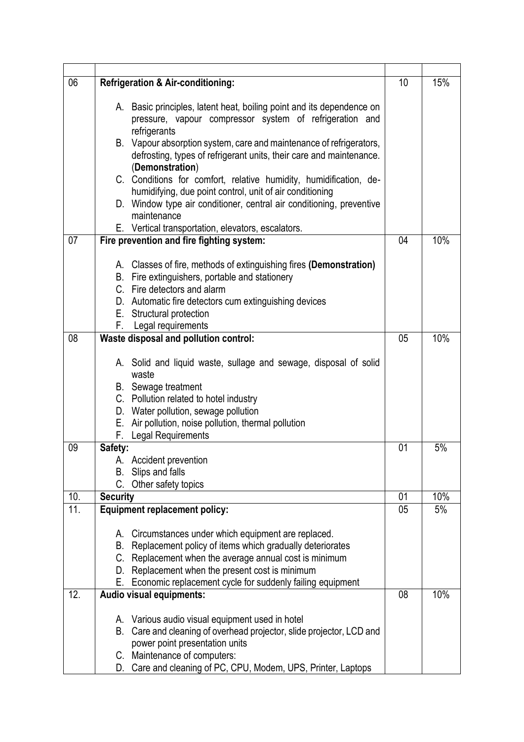| | | | |
|---|---|---|---|
| 06 | **Refrigeration & Air-conditioning:**<br><br>A. Basic principles, latent heat, boiling point and its dependence on pressure, vapour compressor system of refrigeration and refrigerants<br>B. Vapour absorption system, care and maintenance of refrigerators, defrosting, types of refrigerant units, their care and maintenance. (**Demonstration**)<br>C. Conditions for comfort, relative humidity, humidification, de-humidifying, due point control, unit of air conditioning<br>D. Window type air conditioner, central air conditioning, preventive maintenance<br>E. Vertical transportation, elevators, escalators. | 10 | 15% |
| 07 | **Fire prevention and fire fighting system:**<br><br>A. Classes of fire, methods of extinguishing fires **(Demonstration)**<br>B. Fire extinguishers, portable and stationery<br>C. Fire detectors and alarm<br>D. Automatic fire detectors cum extinguishing devices<br>E. Structural protection<br>F. Legal requirements | 04 | 10% |
| 08 | **Waste disposal and pollution control:**<br><br>A. Solid and liquid waste, sullage and sewage, disposal of solid waste<br>B. Sewage treatment<br>C. Pollution related to hotel industry<br>D. Water pollution, sewage pollution<br>E. Air pollution, noise pollution, thermal pollution<br>F. Legal Requirements | 05 | 10% |
| 09 | **Safety:**<br>A. Accident prevention<br>B. Slips and falls<br>C. Other safety topics | 01 | 5% |
| 10. | **Security** | 01 | 10% |
| 11. | **Equipment replacement policy:**<br><br>A. Circumstances under which equipment are replaced.<br>B. Replacement policy of items which gradually deteriorates<br>C. Replacement when the average annual cost is minimum<br>D. Replacement when the present cost is minimum<br>E. Economic replacement cycle for suddenly failing equipment | 05 | 5% |
| 12. | **Audio visual equipments:**<br><br>A. Various audio visual equipment used in hotel<br>B. Care and cleaning of overhead projector, slide projector, LCD and power point presentation units<br>C. Maintenance of computers:<br>D. Care and cleaning of PC, CPU, Modem, UPS, Printer, Laptops | 08 | 10% |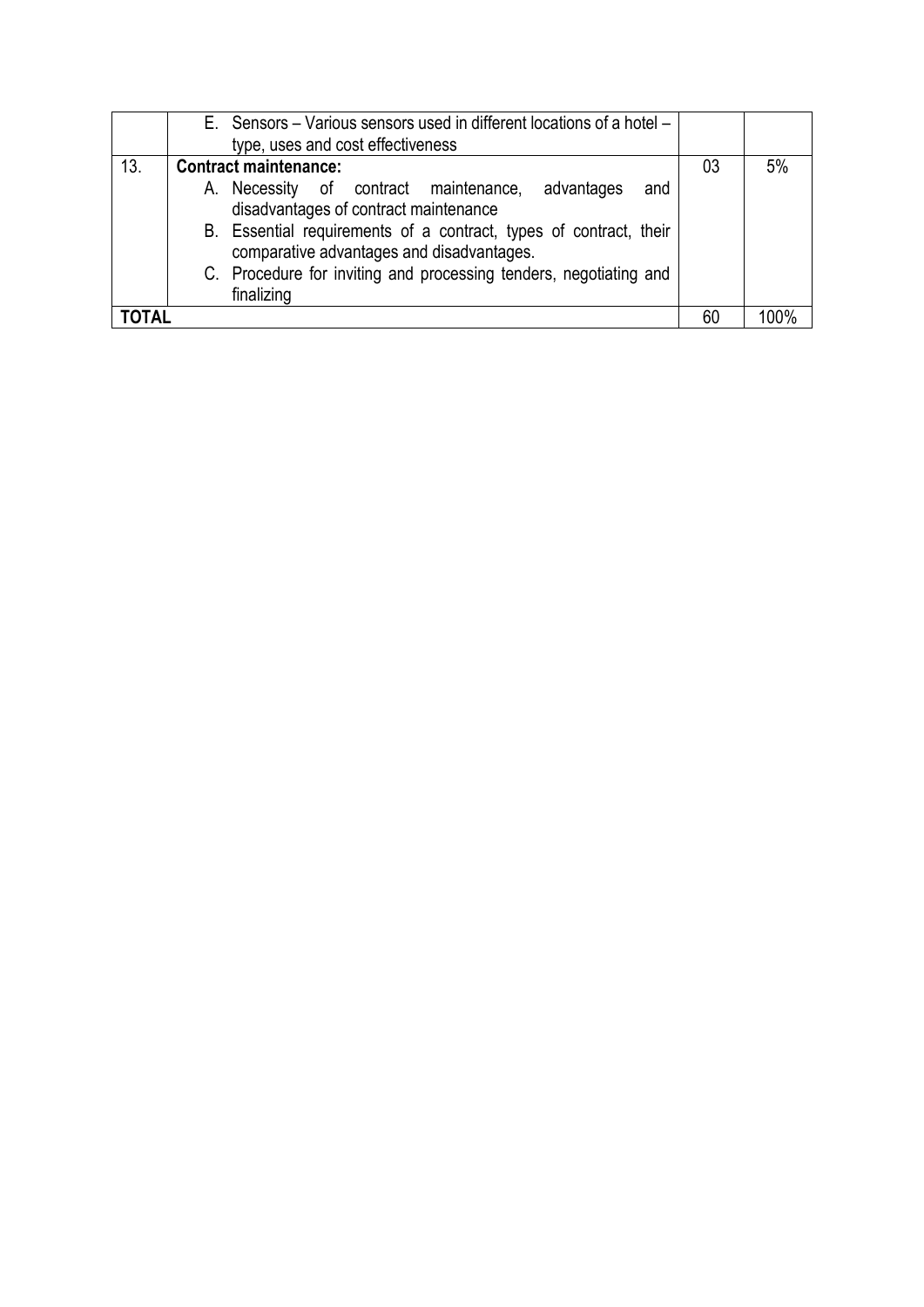| | | | |
|---|---|---|---|
| | E. Sensors – Various sensors used in different locations of a hotel – type, uses and cost effectiveness | | |
| 13. | **Contract maintenance:**<br>A. Necessity of contract maintenance, advantages and disadvantages of contract maintenance<br>B. Essential requirements of a contract, types of contract, their comparative advantages and disadvantages.<br>C. Procedure for inviting and processing tenders, negotiating and finalizing | 03 | 5% |
| **TOTAL** | | 60 | 100% |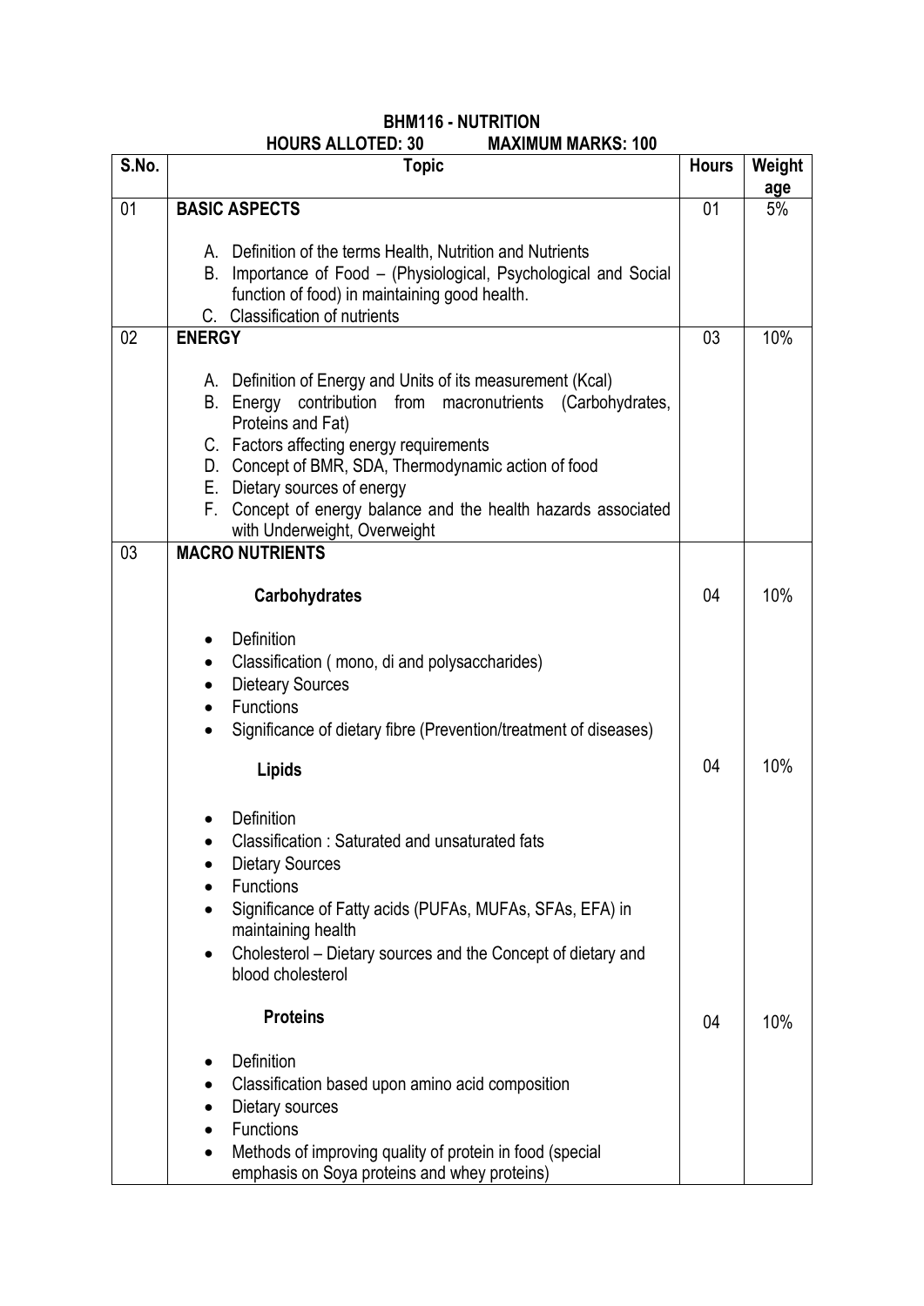# BHM116 - NUTRITION

**HOURS ALLOTED: 30 MAXIMUM MARKS: 100**

| S.No. | Topic | Hours | Weightage |
|---|---|---|---|
| 01 | **BASIC ASPECTS**<br><br>A. Definition of the terms Health, Nutrition and Nutrients<br>B. Importance of Food – (Physiological, Psychological and Social function of food) in maintaining good health.<br>C. Classification of nutrients | 01 | 5% |
| 02 | **ENERGY**<br><br>A. Definition of Energy and Units of its measurement (Kcal)<br>B. Energy contribution from macronutrients (Carbohydrates, Proteins and Fat)<br>C. Factors affecting energy requirements<br>D. Concept of BMR, SDA, Thermodynamic action of food<br>E. Dietary sources of energy<br>F. Concept of energy balance and the health hazards associated with Underweight, Overweight | 03 | 10% |
| 03 | **MACRO NUTRIENTS** | | |
| | **Carbohydrates**<br><br>• Definition<br>• Classification ( mono, di and polysaccharides)<br>• Dieteary Sources<br>• Functions<br>• Significance of dietary fibre (Prevention/treatment of diseases) | 04 | 10% |
| | **Lipids**<br><br>• Definition<br>• Classification : Saturated and unsaturated fats<br>• Dietary Sources<br>• Functions<br>• Significance of Fatty acids (PUFAs, MUFAs, SFAs, EFA) in maintaining health<br>• Cholesterol – Dietary sources and the Concept of dietary and blood cholesterol | 04 | 10% |
| | **Proteins**<br><br>• Definition<br>• Classification based upon amino acid composition<br>• Dietary sources<br>• Functions<br>• Methods of improving quality of protein in food (special emphasis on Soya proteins and whey proteins) | 04 | 10% |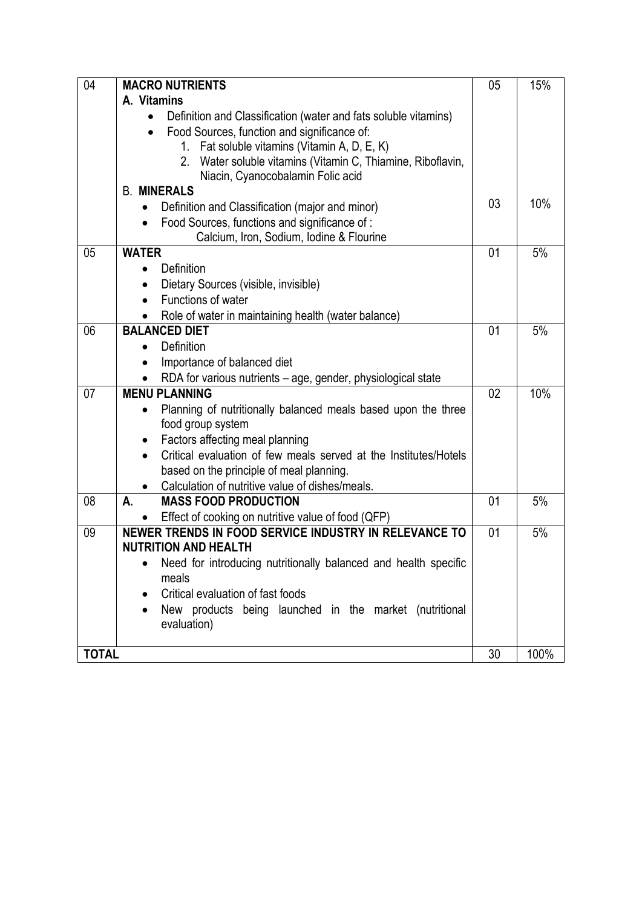| | | | |
|---|---|---|---|
| 04 | **MACRO NUTRIENTS**<br>**A. Vitamins**<br>• Definition and Classification (water and fats soluble vitamins)<br>• Food Sources, function and significance of:<br>1. Fat soluble vitamins (Vitamin A, D, E, K)<br>2. Water soluble vitamins (Vitamin C, Thiamine, Riboflavin, Niacin, Cyanocobalamin Folic acid | 05 | 15% |
| | **B. MINERALS**<br>• Definition and Classification (major and minor)<br>• Food Sources, functions and significance of :<br>Calcium, Iron, Sodium, Iodine & Flourine | 03 | 10% |
| 05 | **WATER**<br>• Definition<br>• Dietary Sources (visible, invisible)<br>• Functions of water<br>• Role of water in maintaining health (water balance) | 01 | 5% |
| 06 | **BALANCED DIET**<br>• Definition<br>• Importance of balanced diet<br>• RDA for various nutrients – age, gender, physiological state | 01 | 5% |
| 07 | **MENU PLANNING**<br>• Planning of nutritionally balanced meals based upon the three food group system<br>• Factors affecting meal planning<br>• Critical evaluation of few meals served at the Institutes/Hotels based on the principle of meal planning.<br>• Calculation of nutritive value of dishes/meals. | 02 | 10% |
| 08 | **A. MASS FOOD PRODUCTION**<br>• Effect of cooking on nutritive value of food (QFP) | 01 | 5% |
| 09 | **NEWER TRENDS IN FOOD SERVICE INDUSTRY IN RELEVANCE TO NUTRITION AND HEALTH**<br>• Need for introducing nutritionally balanced and health specific meals<br>• Critical evaluation of fast foods<br>• New products being launched in the market (nutritional evaluation) | 01 | 5% |
| **TOTAL** | | 30 | 100% |